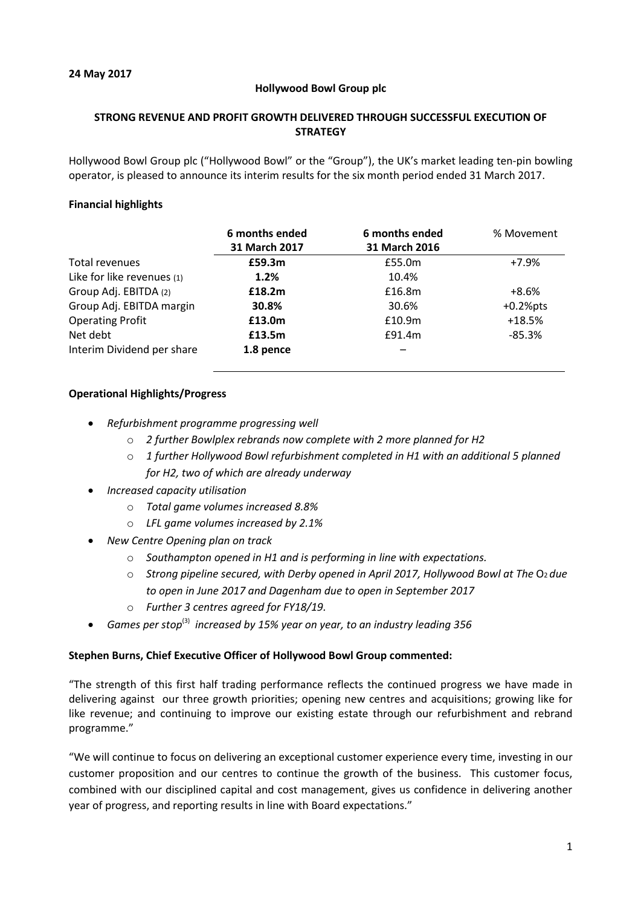**24 May 2017**

**Hollywood Bowl Group plc**

**STRONG REVENUE AND PROFIT GROWTH DELIVERED THROUGH SUCCESSFUL EXECUTION OF STRATEGY**

Hollywood Bowl Group plc ("Hollywood Bowl" or the "Group"), the UK's market leading ten-pin bowling operator, is pleased to announce its interim results for the six month period ended 31 March 2017.

**Financial highlights**

| | **6 months ended 31 March 2017** | **6 months ended 31 March 2016** | % Movement |
|---|---|---|---|
| Total revenues | **£59.3m** | £55.0m | +7.9% |
| Like for like revenues (1) | **1.2%** | 10.4% | |
| Group Adj. EBITDA (2) | **£18.2m** | £16.8m | +8.6% |
| Group Adj. EBITDA margin | **30.8%** | 30.6% | +0.2%pts |
| Operating Profit | **£13.0m** | £10.9m | +18.5% |
| Net debt | **£13.5m** | £91.4m | -85.3% |
| Interim Dividend per share | **1.8 pence** | – | |

**Operational Highlights/Progress**

- *Refurbishment programme progressing well*
  - *2 further Bowlplex rebrands now complete with 2 more planned for H2*
  - *1 further Hollywood Bowl refurbishment completed in H1 with an additional 5 planned for H2, two of which are already underway*
- *Increased capacity utilisation*
  - *Total game volumes increased 8.8%*
  - *LFL game volumes increased by 2.1%*
- *New Centre Opening plan on track*
  - *Southampton opened in H1 and is performing in line with expectations.*
  - *Strong pipeline secured, with Derby opened in April 2017, Hollywood Bowl at The $O_2$ due to open in June 2017 and Dagenham due to open in September 2017*
  - *Further 3 centres agreed for FY18/19.*
- *Games per stop*[3] *increased by 15% year on year, to an industry leading 356*

**Stephen Burns, Chief Executive Officer of Hollywood Bowl Group commented:**

"The strength of this first half trading performance reflects the continued progress we have made in delivering against our three growth priorities; opening new centres and acquisitions; growing like for like revenue; and continuing to improve our existing estate through our refurbishment and rebrand programme."

"We will continue to focus on delivering an exceptional customer experience every time, investing in our customer proposition and our centres to continue the growth of the business. This customer focus, combined with our disciplined capital and cost management, gives us confidence in delivering another year of progress, and reporting results in line with Board expectations."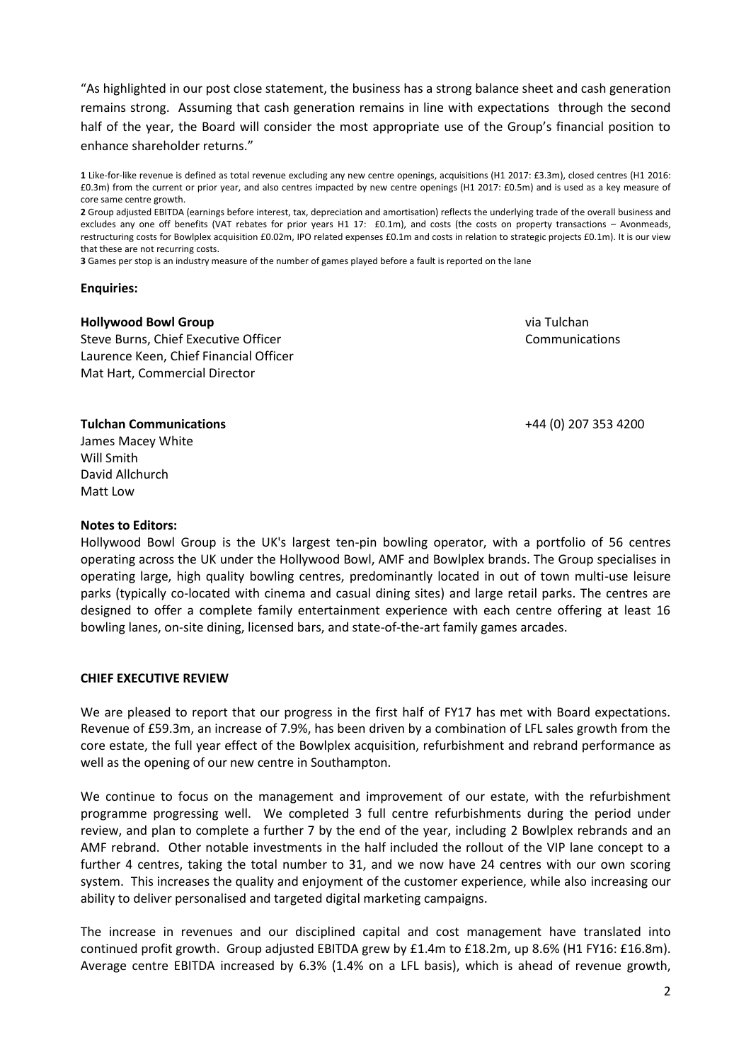"As highlighted in our post close statement, the business has a strong balance sheet and cash generation remains strong. Assuming that cash generation remains in line with expectations through the second half of the year, the Board will consider the most appropriate use of the Group's financial position to enhance shareholder returns."

**1** Like-for-like revenue is defined as total revenue excluding any new centre openings, acquisitions (H1 2017: £3.3m), closed centres (H1 2016: £0.3m) from the current or prior year, and also centres impacted by new centre openings (H1 2017: £0.5m) and is used as a key measure of core same centre growth.

**2** Group adjusted EBITDA (earnings before interest, tax, depreciation and amortisation) reflects the underlying trade of the overall business and excludes any one off benefits (VAT rebates for prior years H1 17: £0.1m), and costs (the costs on property transactions – Avonmeads, restructuring costs for Bowlplex acquisition £0.02m, IPO related expenses £0.1m and costs in relation to strategic projects £0.1m). It is our view that these are not recurring costs.

**3** Games per stop is an industry measure of the number of games played before a fault is reported on the lane

**Enquiries:**

**Hollywood Bowl Group** — via Tulchan Communications

Steve Burns, Chief Executive Officer
Laurence Keen, Chief Financial Officer
Mat Hart, Commercial Director

**Tulchan Communications** — +44 (0) 207 353 4200

James Macey White
Will Smith
David Allchurch
Matt Low

**Notes to Editors:**

Hollywood Bowl Group is the UK's largest ten-pin bowling operator, with a portfolio of 56 centres operating across the UK under the Hollywood Bowl, AMF and Bowlplex brands. The Group specialises in operating large, high quality bowling centres, predominantly located in out of town multi-use leisure parks (typically co-located with cinema and casual dining sites) and large retail parks. The centres are designed to offer a complete family entertainment experience with each centre offering at least 16 bowling lanes, on-site dining, licensed bars, and state-of-the-art family games arcades.

## CHIEF EXECUTIVE REVIEW

We are pleased to report that our progress in the first half of FY17 has met with Board expectations. Revenue of £59.3m, an increase of 7.9%, has been driven by a combination of LFL sales growth from the core estate, the full year effect of the Bowlplex acquisition, refurbishment and rebrand performance as well as the opening of our new centre in Southampton.

We continue to focus on the management and improvement of our estate, with the refurbishment programme progressing well. We completed 3 full centre refurbishments during the period under review, and plan to complete a further 7 by the end of the year, including 2 Bowlplex rebrands and an AMF rebrand. Other notable investments in the half included the rollout of the VIP lane concept to a further 4 centres, taking the total number to 31, and we now have 24 centres with our own scoring system. This increases the quality and enjoyment of the customer experience, while also increasing our ability to deliver personalised and targeted digital marketing campaigns.

The increase in revenues and our disciplined capital and cost management have translated into continued profit growth. Group adjusted EBITDA grew by £1.4m to £18.2m, up 8.6% (H1 FY16: £16.8m). Average centre EBITDA increased by 6.3% (1.4% on a LFL basis), which is ahead of revenue growth,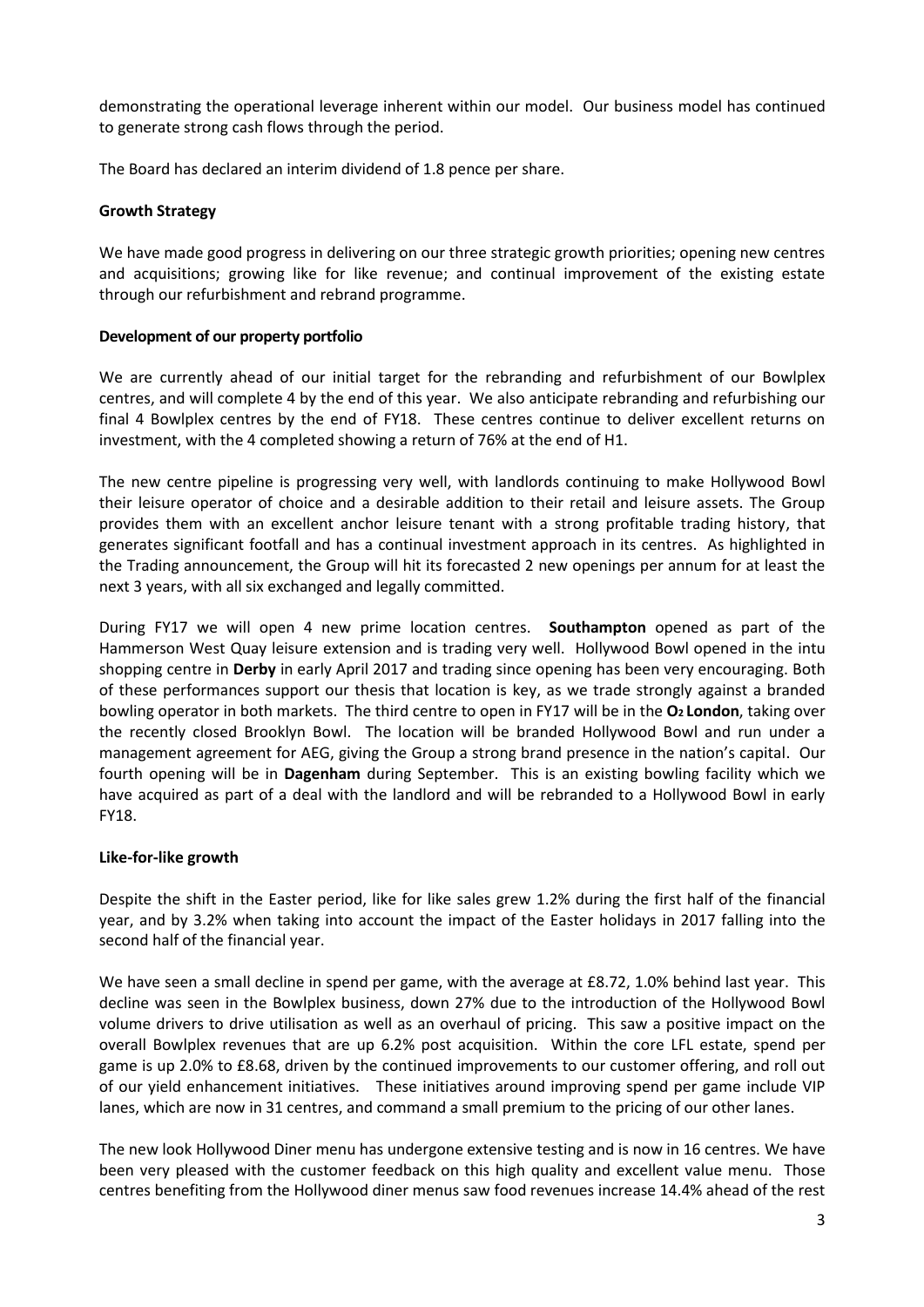demonstrating the operational leverage inherent within our model. Our business model has continued to generate strong cash flows through the period.

The Board has declared an interim dividend of 1.8 pence per share.

**Growth Strategy**

We have made good progress in delivering on our three strategic growth priorities; opening new centres and acquisitions; growing like for like revenue; and continual improvement of the existing estate through our refurbishment and rebrand programme.

**Development of our property portfolio**

We are currently ahead of our initial target for the rebranding and refurbishment of our Bowlplex centres, and will complete 4 by the end of this year. We also anticipate rebranding and refurbishing our final 4 Bowlplex centres by the end of FY18. These centres continue to deliver excellent returns on investment, with the 4 completed showing a return of 76% at the end of H1.

The new centre pipeline is progressing very well, with landlords continuing to make Hollywood Bowl their leisure operator of choice and a desirable addition to their retail and leisure assets. The Group provides them with an excellent anchor leisure tenant with a strong profitable trading history, that generates significant footfall and has a continual investment approach in its centres. As highlighted in the Trading announcement, the Group will hit its forecasted 2 new openings per annum for at least the next 3 years, with all six exchanged and legally committed.

During FY17 we will open 4 new prime location centres. **Southampton** opened as part of the Hammerson West Quay leisure extension and is trading very well. Hollywood Bowl opened in the intu shopping centre in **Derby** in early April 2017 and trading since opening has been very encouraging. Both of these performances support our thesis that location is key, as we trade strongly against a branded bowling operator in both markets. The third centre to open in FY17 will be in the **O2 London**, taking over the recently closed Brooklyn Bowl. The location will be branded Hollywood Bowl and run under a management agreement for AEG, giving the Group a strong brand presence in the nation's capital. Our fourth opening will be in **Dagenham** during September. This is an existing bowling facility which we have acquired as part of a deal with the landlord and will be rebranded to a Hollywood Bowl in early FY18.

**Like-for-like growth**

Despite the shift in the Easter period, like for like sales grew 1.2% during the first half of the financial year, and by 3.2% when taking into account the impact of the Easter holidays in 2017 falling into the second half of the financial year.

We have seen a small decline in spend per game, with the average at £8.72, 1.0% behind last year. This decline was seen in the Bowlplex business, down 27% due to the introduction of the Hollywood Bowl volume drivers to drive utilisation as well as an overhaul of pricing. This saw a positive impact on the overall Bowlplex revenues that are up 6.2% post acquisition. Within the core LFL estate, spend per game is up 2.0% to £8.68, driven by the continued improvements to our customer offering, and roll out of our yield enhancement initiatives. These initiatives around improving spend per game include VIP lanes, which are now in 31 centres, and command a small premium to the pricing of our other lanes.

The new look Hollywood Diner menu has undergone extensive testing and is now in 16 centres. We have been very pleased with the customer feedback on this high quality and excellent value menu. Those centres benefiting from the Hollywood diner menus saw food revenues increase 14.4% ahead of the rest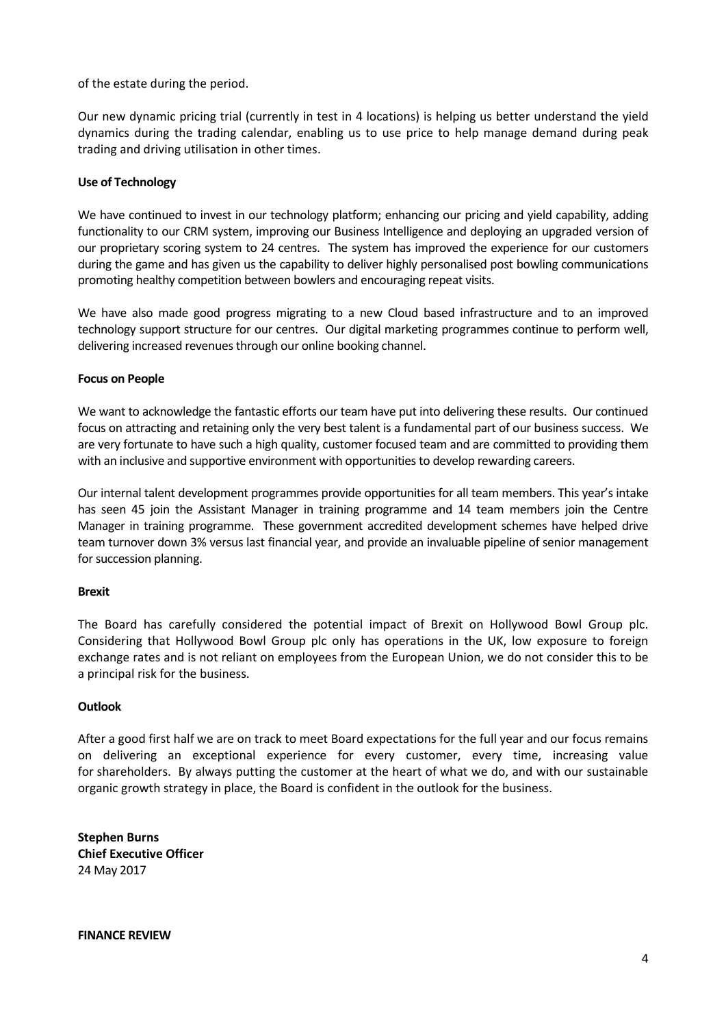of the estate during the period.

Our new dynamic pricing trial (currently in test in 4 locations) is helping us better understand the yield dynamics during the trading calendar, enabling us to use price to help manage demand during peak trading and driving utilisation in other times.

**Use of Technology**

We have continued to invest in our technology platform; enhancing our pricing and yield capability, adding functionality to our CRM system, improving our Business Intelligence and deploying an upgraded version of our proprietary scoring system to 24 centres. The system has improved the experience for our customers during the game and has given us the capability to deliver highly personalised post bowling communications promoting healthy competition between bowlers and encouraging repeat visits.

We have also made good progress migrating to a new Cloud based infrastructure and to an improved technology support structure for our centres. Our digital marketing programmes continue to perform well, delivering increased revenues through our online booking channel.

**Focus on People**

We want to acknowledge the fantastic efforts our team have put into delivering these results. Our continued focus on attracting and retaining only the very best talent is a fundamental part of our business success. We are very fortunate to have such a high quality, customer focused team and are committed to providing them with an inclusive and supportive environment with opportunities to develop rewarding careers.

Our internal talent development programmes provide opportunities for all team members. This year's intake has seen 45 join the Assistant Manager in training programme and 14 team members join the Centre Manager in training programme. These government accredited development schemes have helped drive team turnover down 3% versus last financial year, and provide an invaluable pipeline of senior management for succession planning.

**Brexit**

The Board has carefully considered the potential impact of Brexit on Hollywood Bowl Group plc. Considering that Hollywood Bowl Group plc only has operations in the UK, low exposure to foreign exchange rates and is not reliant on employees from the European Union, we do not consider this to be a principal risk for the business.

**Outlook**

After a good first half we are on track to meet Board expectations for the full year and our focus remains on delivering an exceptional experience for every customer, every time, increasing value for shareholders. By always putting the customer at the heart of what we do, and with our sustainable organic growth strategy in place, the Board is confident in the outlook for the business.

**Stephen Burns**
**Chief Executive Officer**
24 May 2017

**FINANCE REVIEW**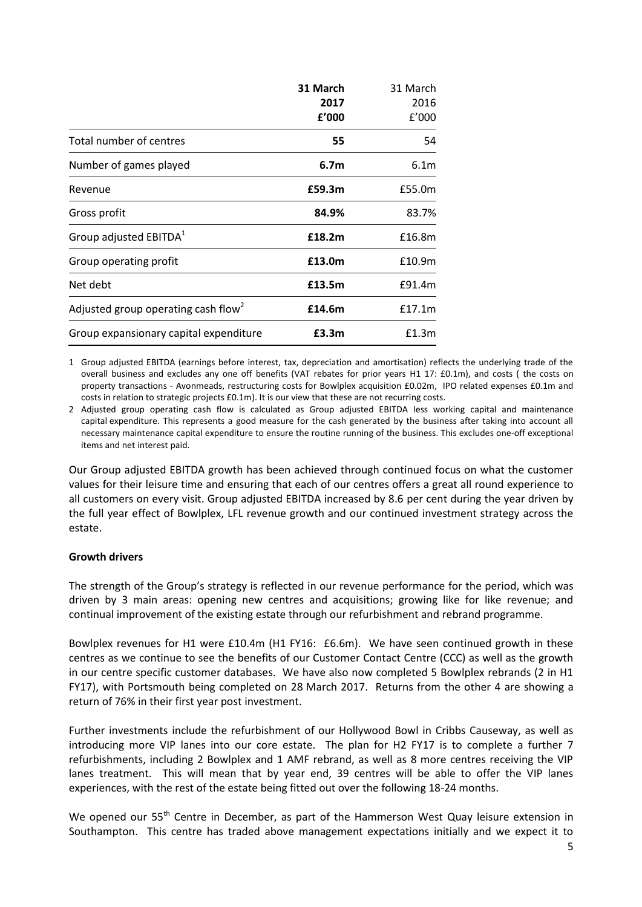| | **31 March 2017 £'000** | 31 March 2016 £'000 |
|---|---|---|
| Total number of centres | **55** | 54 |
| Number of games played | **6.7m** | 6.1m |
| Revenue | **£59.3m** | £55.0m |
| Gross profit | **84.9%** | 83.7% |
| Group adjusted EBITDA[1] | **£18.2m** | £16.8m |
| Group operating profit | **£13.0m** | £10.9m |
| Net debt | **£13.5m** | £91.4m |
| Adjusted group operating cash flow[2] | **£14.6m** | £17.1m |
| Group expansionary capital expenditure | **£3.3m** | £1.3m |

1 Group adjusted EBITDA (earnings before interest, tax, depreciation and amortisation) reflects the underlying trade of the overall business and excludes any one off benefits (VAT rebates for prior years H1 17: £0.1m), and costs ( the costs on property transactions - Avonmeads, restructuring costs for Bowlplex acquisition £0.02m, IPO related expenses £0.1m and costs in relation to strategic projects £0.1m). It is our view that these are not recurring costs.

2 Adjusted group operating cash flow is calculated as Group adjusted EBITDA less working capital and maintenance capital expenditure. This represents a good measure for the cash generated by the business after taking into account all necessary maintenance capital expenditure to ensure the routine running of the business. This excludes one-off exceptional items and net interest paid.

Our Group adjusted EBITDA growth has been achieved through continued focus on what the customer values for their leisure time and ensuring that each of our centres offers a great all round experience to all customers on every visit. Group adjusted EBITDA increased by 8.6 per cent during the year driven by the full year effect of Bowlplex, LFL revenue growth and our continued investment strategy across the estate.

**Growth drivers**

The strength of the Group's strategy is reflected in our revenue performance for the period, which was driven by 3 main areas: opening new centres and acquisitions; growing like for like revenue; and continual improvement of the existing estate through our refurbishment and rebrand programme.

Bowlplex revenues for H1 were £10.4m (H1 FY16: £6.6m). We have seen continued growth in these centres as we continue to see the benefits of our Customer Contact Centre (CCC) as well as the growth in our centre specific customer databases. We have also now completed 5 Bowlplex rebrands (2 in H1 FY17), with Portsmouth being completed on 28 March 2017. Returns from the other 4 are showing a return of 76% in their first year post investment.

Further investments include the refurbishment of our Hollywood Bowl in Cribbs Causeway, as well as introducing more VIP lanes into our core estate. The plan for H2 FY17 is to complete a further 7 refurbishments, including 2 Bowlplex and 1 AMF rebrand, as well as 8 more centres receiving the VIP lanes treatment. This will mean that by year end, 39 centres will be able to offer the VIP lanes experiences, with the rest of the estate being fitted out over the following 18-24 months.

We opened our 55th Centre in December, as part of the Hammerson West Quay leisure extension in Southampton. This centre has traded above management expectations initially and we expect it to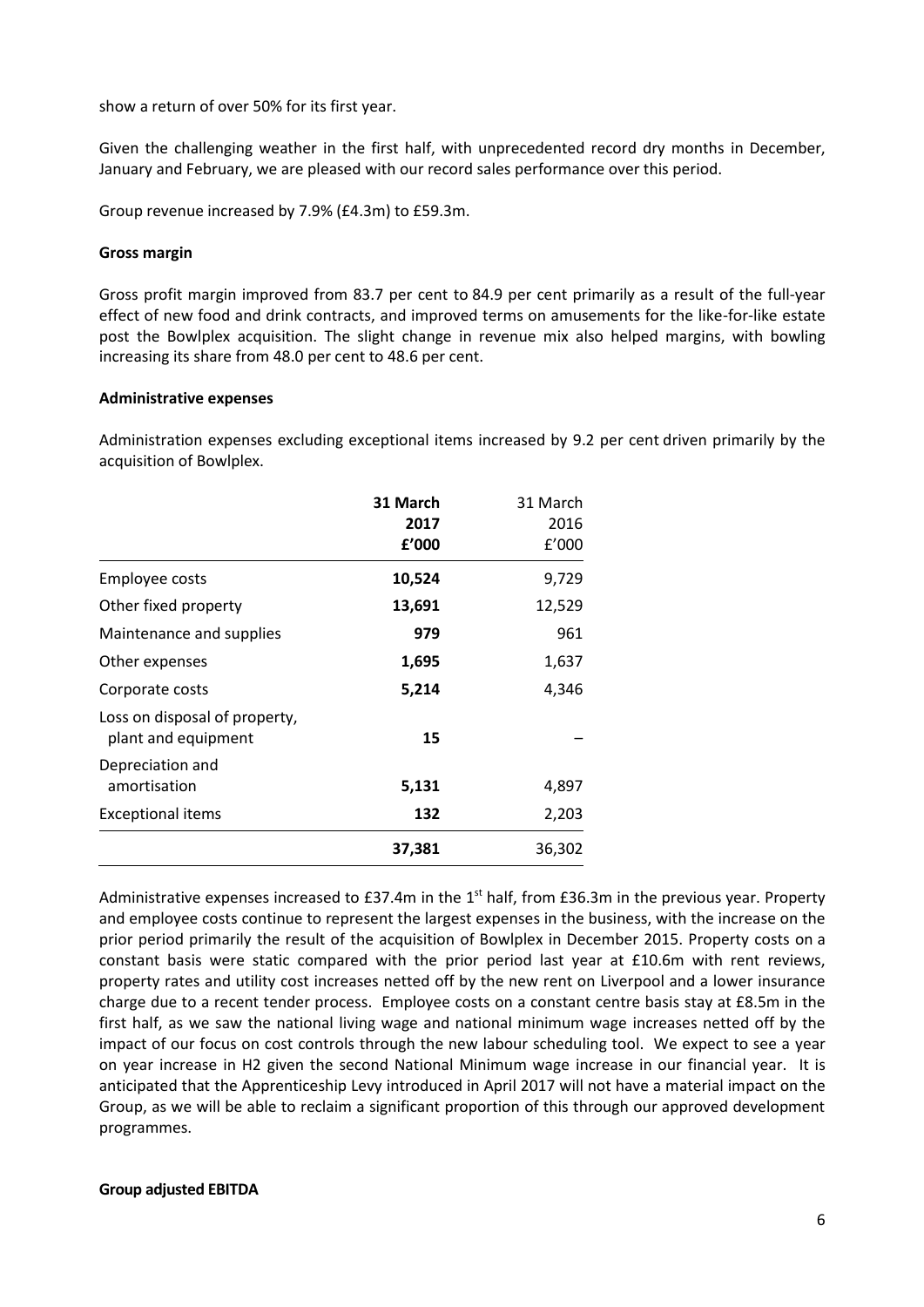show a return of over 50% for its first year.

Given the challenging weather in the first half, with unprecedented record dry months in December, January and February, we are pleased with our record sales performance over this period.

Group revenue increased by 7.9% (£4.3m) to £59.3m.

**Gross margin**

Gross profit margin improved from 83.7 per cent to 84.9 per cent primarily as a result of the full-year effect of new food and drink contracts, and improved terms on amusements for the like-for-like estate post the Bowlplex acquisition. The slight change in revenue mix also helped margins, with bowling increasing its share from 48.0 per cent to 48.6 per cent.

**Administrative expenses**

Administration expenses excluding exceptional items increased by 9.2 per cent driven primarily by the acquisition of Bowlplex.

| | **31 March 2017 £'000** | 31 March 2016 £'000 |
|---|---|---|
| Employee costs | **10,524** | 9,729 |
| Other fixed property | **13,691** | 12,529 |
| Maintenance and supplies | **979** | 961 |
| Other expenses | **1,695** | 1,637 |
| Corporate costs | **5,214** | 4,346 |
| Loss on disposal of property, plant and equipment | **15** | – |
| Depreciation and amortisation | **5,131** | 4,897 |
| Exceptional items | **132** | 2,203 |
| | **37,381** | 36,302 |

Administrative expenses increased to £37.4m in the 1st half, from £36.3m in the previous year. Property and employee costs continue to represent the largest expenses in the business, with the increase on the prior period primarily the result of the acquisition of Bowlplex in December 2015. Property costs on a constant basis were static compared with the prior period last year at £10.6m with rent reviews, property rates and utility cost increases netted off by the new rent on Liverpool and a lower insurance charge due to a recent tender process. Employee costs on a constant centre basis stay at £8.5m in the first half, as we saw the national living wage and national minimum wage increases netted off by the impact of our focus on cost controls through the new labour scheduling tool. We expect to see a year on year increase in H2 given the second National Minimum wage increase in our financial year. It is anticipated that the Apprenticeship Levy introduced in April 2017 will not have a material impact on the Group, as we will be able to reclaim a significant proportion of this through our approved development programmes.

**Group adjusted EBITDA**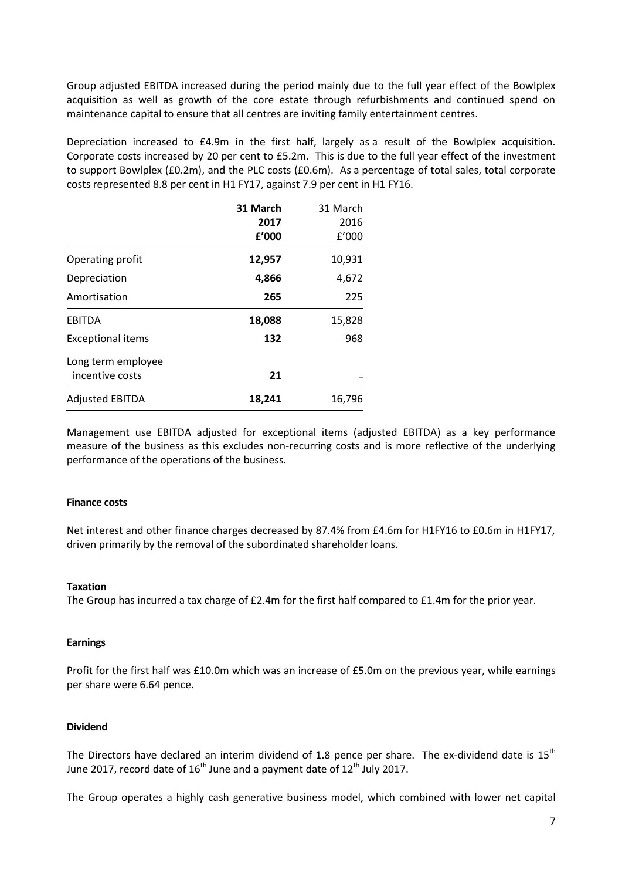Group adjusted EBITDA increased during the period mainly due to the full year effect of the Bowlplex acquisition as well as growth of the core estate through refurbishments and continued spend on maintenance capital to ensure that all centres are inviting family entertainment centres.

Depreciation increased to £4.9m in the first half, largely as a result of the Bowlplex acquisition. Corporate costs increased by 20 per cent to £5.2m. This is due to the full year effect of the investment to support Bowlplex (£0.2m), and the PLC costs (£0.6m). As a percentage of total sales, total corporate costs represented 8.8 per cent in H1 FY17, against 7.9 per cent in H1 FY16.

| | **31 March 2017 £'000** | 31 March 2016 £'000 |
|---|---|---|
| Operating profit | **12,957** | 10,931 |
| Depreciation | **4,866** | 4,672 |
| Amortisation | **265** | 225 |
| EBITDA | **18,088** | 15,828 |
| Exceptional items | **132** | 968 |
| Long term employee incentive costs | **21** | – |
| Adjusted EBITDA | **18,241** | 16,796 |

Management use EBITDA adjusted for exceptional items (adjusted EBITDA) as a key performance measure of the business as this excludes non-recurring costs and is more reflective of the underlying performance of the operations of the business.

**Finance costs**

Net interest and other finance charges decreased by 87.4% from £4.6m for H1FY16 to £0.6m in H1FY17, driven primarily by the removal of the subordinated shareholder loans.

**Taxation**

The Group has incurred a tax charge of £2.4m for the first half compared to £1.4m for the prior year.

**Earnings**

Profit for the first half was £10.0m which was an increase of £5.0m on the previous year, while earnings per share were 6.64 pence.

**Dividend**

The Directors have declared an interim dividend of 1.8 pence per share. The ex-dividend date is 15th June 2017, record date of 16th June and a payment date of 12th July 2017.

The Group operates a highly cash generative business model, which combined with lower net capital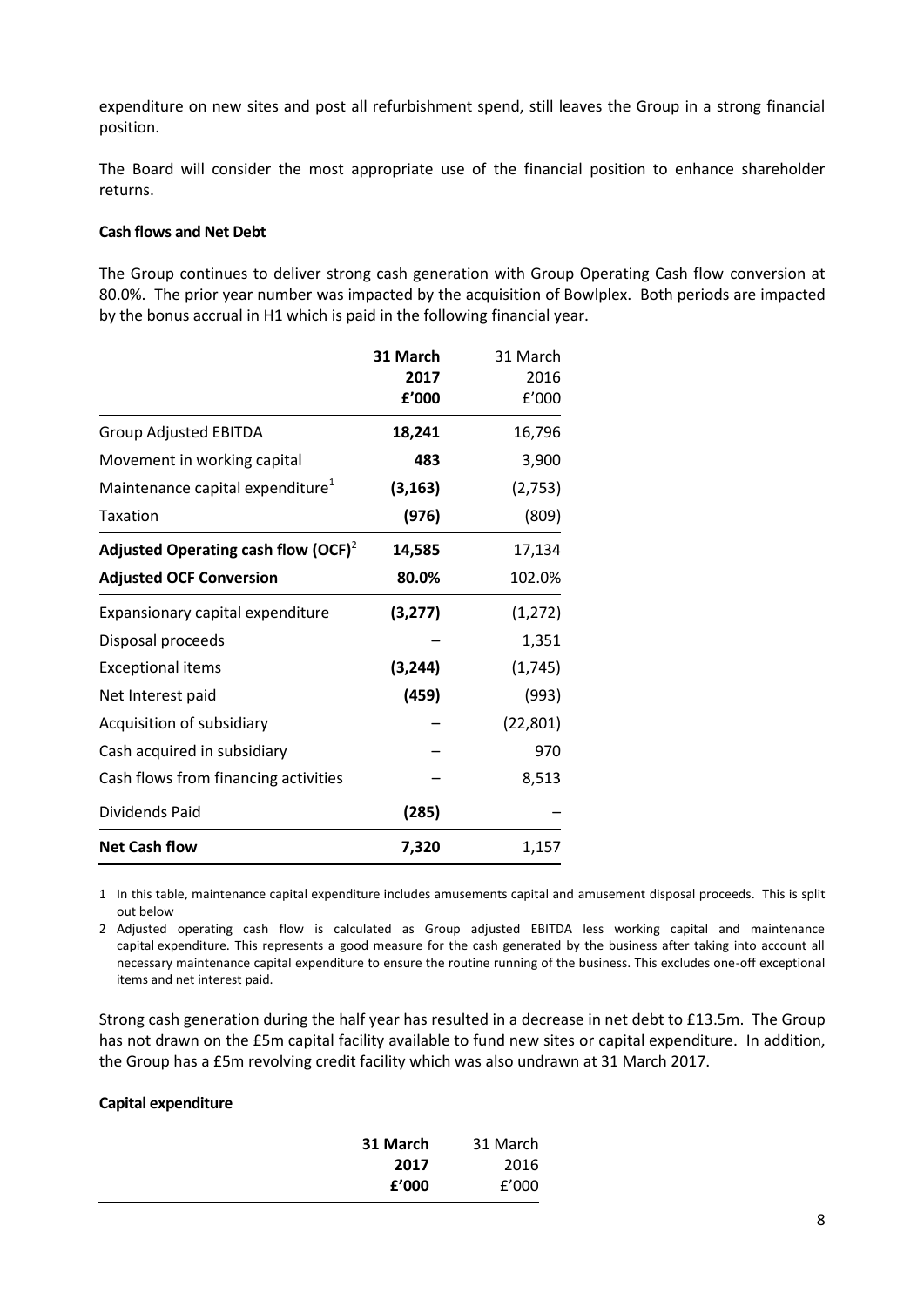expenditure on new sites and post all refurbishment spend, still leaves the Group in a strong financial position.

The Board will consider the most appropriate use of the financial position to enhance shareholder returns.

**Cash flows and Net Debt**

The Group continues to deliver strong cash generation with Group Operating Cash flow conversion at 80.0%. The prior year number was impacted by the acquisition of Bowlplex. Both periods are impacted by the bonus accrual in H1 which is paid in the following financial year.

| | **31 March 2017 £'000** | 31 March 2016 £'000 |
|---|---|---|
| Group Adjusted EBITDA | **18,241** | 16,796 |
| Movement in working capital | **483** | 3,900 |
| Maintenance capital expenditure[1] | **(3,163)** | (2,753) |
| Taxation | **(976)** | (809) |
| **Adjusted Operating cash flow (OCF)**[2] | **14,585** | 17,134 |
| **Adjusted OCF Conversion** | **80.0%** | 102.0% |
| Expansionary capital expenditure | **(3,277)** | (1,272) |
| Disposal proceeds | – | 1,351 |
| Exceptional items | **(3,244)** | (1,745) |
| Net Interest paid | **(459)** | (993) |
| Acquisition of subsidiary | – | (22,801) |
| Cash acquired in subsidiary | – | 970 |
| Cash flows from financing activities | – | 8,513 |
| Dividends Paid | **(285)** | – |
| **Net Cash flow** | **7,320** | 1,157 |

1 In this table, maintenance capital expenditure includes amusements capital and amusement disposal proceeds. This is split out below

2 Adjusted operating cash flow is calculated as Group adjusted EBITDA less working capital and maintenance capital expenditure. This represents a good measure for the cash generated by the business after taking into account all necessary maintenance capital expenditure to ensure the routine running of the business. This excludes one-off exceptional items and net interest paid.

Strong cash generation during the half year has resulted in a decrease in net debt to £13.5m. The Group has not drawn on the £5m capital facility available to fund new sites or capital expenditure. In addition, the Group has a £5m revolving credit facility which was also undrawn at 31 March 2017.

**Capital expenditure**

| | **31 March 2017 £'000** | 31 March 2016 £'000 |
|---|---|---|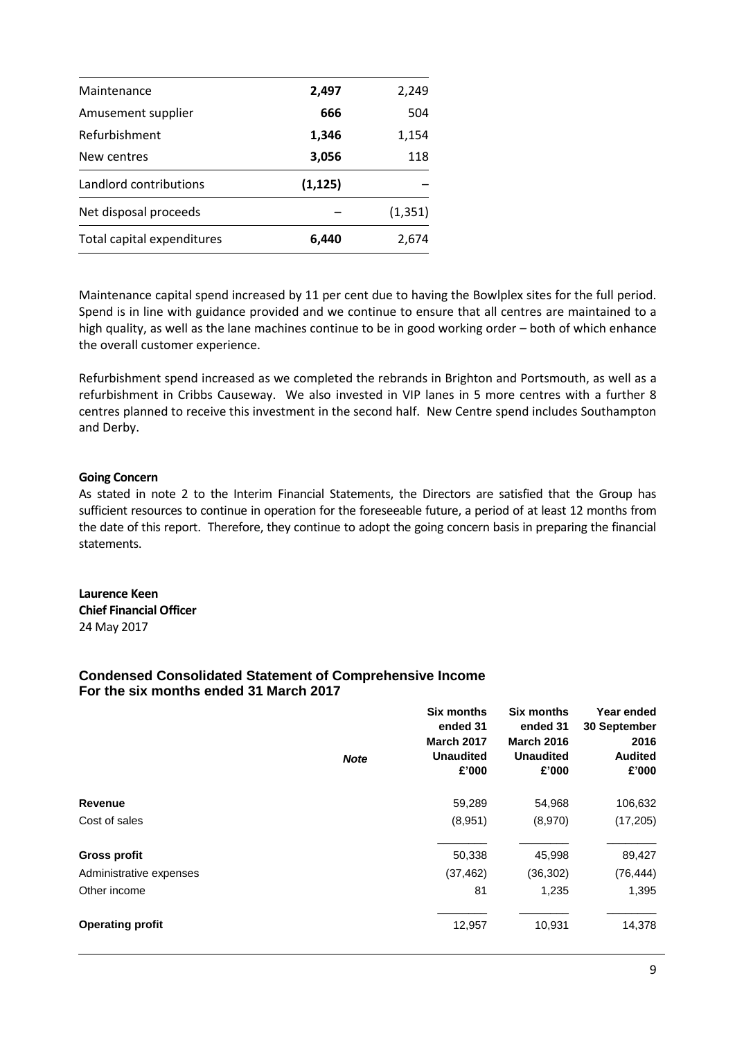| | | |
|---|---|---|
| Maintenance | **2,497** | 2,249 |
| Amusement supplier | **666** | 504 |
| Refurbishment | **1,346** | 1,154 |
| New centres | **3,056** | 118 |
| Landlord contributions | **(1,125)** | – |
| Net disposal proceeds | – | (1,351) |
| Total capital expenditures | **6,440** | 2,674 |

Maintenance capital spend increased by 11 per cent due to having the Bowlplex sites for the full period. Spend is in line with guidance provided and we continue to ensure that all centres are maintained to a high quality, as well as the lane machines continue to be in good working order – both of which enhance the overall customer experience.

Refurbishment spend increased as we completed the rebrands in Brighton and Portsmouth, as well as a refurbishment in Cribbs Causeway. We also invested in VIP lanes in 5 more centres with a further 8 centres planned to receive this investment in the second half. New Centre spend includes Southampton and Derby.

**Going Concern**

As stated in note 2 to the Interim Financial Statements, the Directors are satisfied that the Group has sufficient resources to continue in operation for the foreseeable future, a period of at least 12 months from the date of this report. Therefore, they continue to adopt the going concern basis in preparing the financial statements.

**Laurence Keen**
**Chief Financial Officer**
24 May 2017

## Condensed Consolidated Statement of Comprehensive Income
## For the six months ended 31 March 2017

| | *Note* | **Six months ended 31 March 2017 Unaudited £'000** | **Six months ended 31 March 2016 Unaudited £'000** | **Year ended 30 September 2016 Audited £'000** |
|---|---|---|---|---|
| **Revenue** | | 59,289 | 54,968 | 106,632 |
| Cost of sales | | (8,951) | (8,970) | (17,205) |
| **Gross profit** | | 50,338 | 45,998 | 89,427 |
| Administrative expenses | | (37,462) | (36,302) | (76,444) |
| Other income | | 81 | 1,235 | 1,395 |
| **Operating profit** | | 12,957 | 10,931 | 14,378 |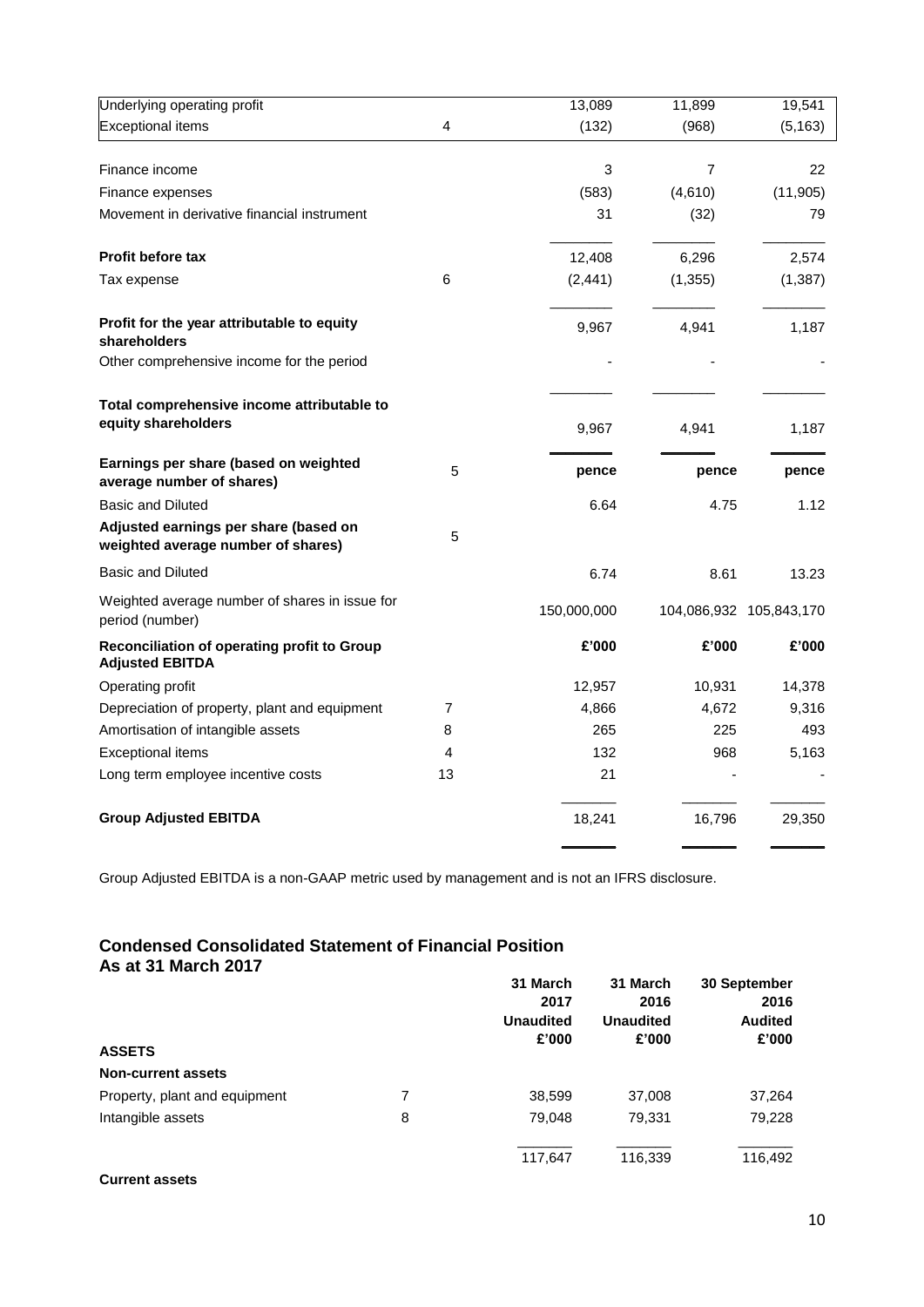| | Note | | | |
|---|---|---|---|---|
| Underlying operating profit | | 13,089 | 11,899 | 19,541 |
| Exceptional items | 4 | (132) | (968) | (5,163) |
| | | | | |
| Finance income | | 3 | 7 | 22 |
| Finance expenses | | (583) | (4,610) | (11,905) |
| Movement in derivative financial instrument | | 31 | (32) | 79 |
| **Profit before tax** | | 12,408 | 6,296 | 2,574 |
| Tax expense | 6 | (2,441) | (1,355) | (1,387) |
| **Profit for the year attributable to equity shareholders** | | 9,967 | 4,941 | 1,187 |
| Other comprehensive income for the period | | - | - | - |
| **Total comprehensive income attributable to equity shareholders** | | 9,967 | 4,941 | 1,187 |
| **Earnings per share (based on weighted average number of shares)** | 5 | **pence** | **pence** | **pence** |
| Basic and Diluted | | 6.64 | 4.75 | 1.12 |
| **Adjusted earnings per share (based on weighted average number of shares)** | 5 | | | |
| Basic and Diluted | | 6.74 | 8.61 | 13.23 |
| Weighted average number of shares in issue for period (number) | | 150,000,000 | 104,086,932 | 105,843,170 |
| **Reconciliation of operating profit to Group Adjusted EBITDA** | | **£'000** | **£'000** | **£'000** |
| Operating profit | | 12,957 | 10,931 | 14,378 |
| Depreciation of property, plant and equipment | 7 | 4,866 | 4,672 | 9,316 |
| Amortisation of intangible assets | 8 | 265 | 225 | 493 |
| Exceptional items | 4 | 132 | 968 | 5,163 |
| Long term employee incentive costs | 13 | 21 | - | - |
| **Group Adjusted EBITDA** | | 18,241 | 16,796 | 29,350 |

Group Adjusted EBITDA is a non-GAAP metric used by management and is not an IFRS disclosure.

## Condensed Consolidated Statement of Financial Position
**As at 31 March 2017**

| | | **31 March 2017 Unaudited £'000** | **31 March 2016 Unaudited £'000** | **30 September 2016 Audited £'000** |
|---|---|---|---|---|
| **ASSETS** | | | | |
| **Non-current assets** | | | | |
| Property, plant and equipment | 7 | 38,599 | 37,008 | 37,264 |
| Intangible assets | 8 | 79,048 | 79,331 | 79,228 |
| | | 117,647 | 116,339 | 116,492 |
| **Current assets** | | | | |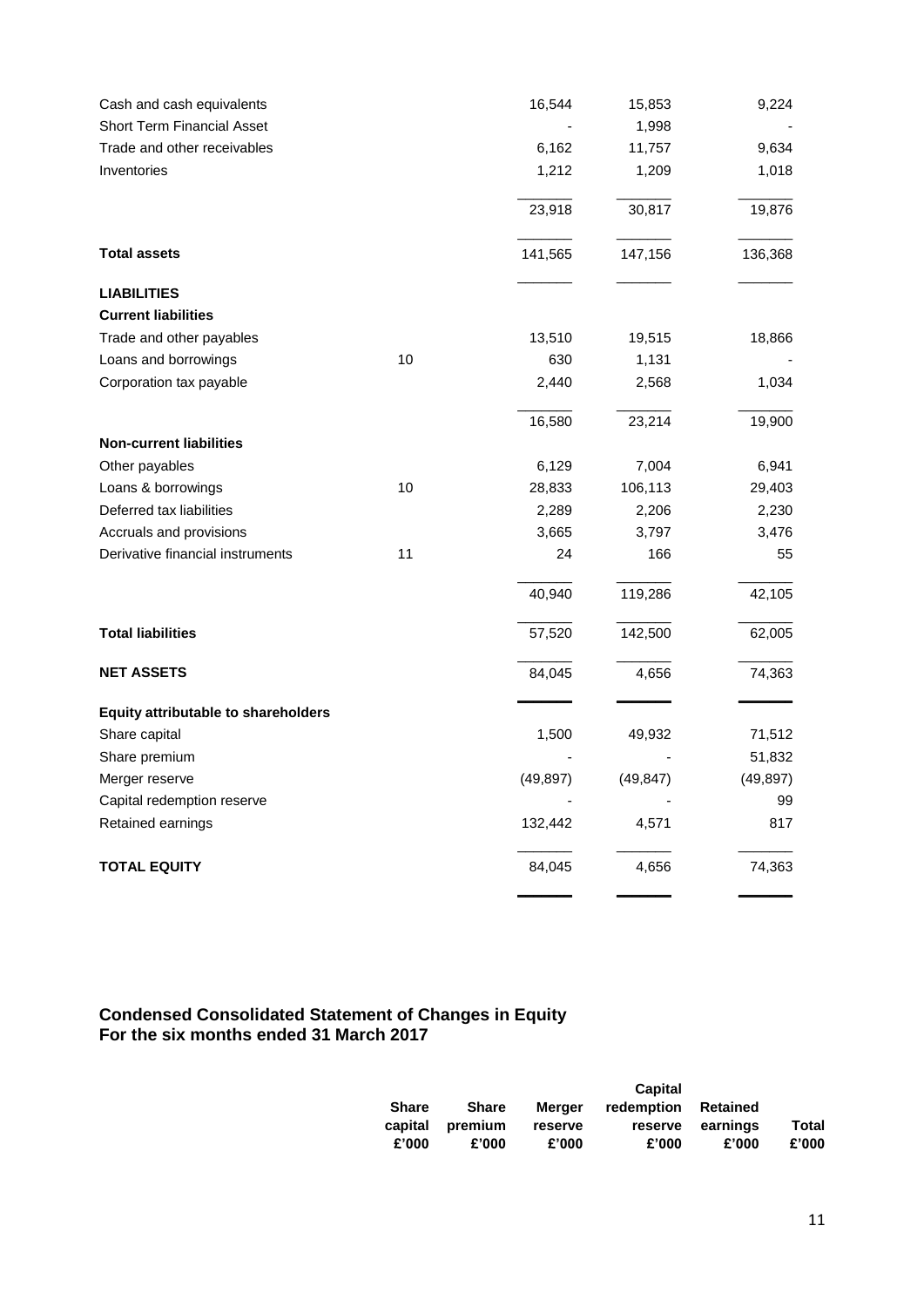| | Note | | | |
|---|---|---|---|---|
| Cash and cash equivalents | | 16,544 | 15,853 | 9,224 |
| Short Term Financial Asset | | - | 1,998 | - |
| Trade and other receivables | | 6,162 | 11,757 | 9,634 |
| Inventories | | 1,212 | 1,209 | 1,018 |
| | | 23,918 | 30,817 | 19,876 |
| **Total assets** | | 141,565 | 147,156 | 136,368 |
| **LIABILITIES** | | | | |
| **Current liabilities** | | | | |
| Trade and other payables | | 13,510 | 19,515 | 18,866 |
| Loans and borrowings | 10 | 630 | 1,131 | - |
| Corporation tax payable | | 2,440 | 2,568 | 1,034 |
| | | 16,580 | 23,214 | 19,900 |
| **Non-current liabilities** | | | | |
| Other payables | | 6,129 | 7,004 | 6,941 |
| Loans & borrowings | 10 | 28,833 | 106,113 | 29,403 |
| Deferred tax liabilities | | 2,289 | 2,206 | 2,230 |
| Accruals and provisions | | 3,665 | 3,797 | 3,476 |
| Derivative financial instruments | 11 | 24 | 166 | 55 |
| | | 40,940 | 119,286 | 42,105 |
| **Total liabilities** | | 57,520 | 142,500 | 62,005 |
| **NET ASSETS** | | 84,045 | 4,656 | 74,363 |
| **Equity attributable to shareholders** | | | | |
| Share capital | | 1,500 | 49,932 | 71,512 |
| Share premium | | - | - | 51,832 |
| Merger reserve | | (49,897) | (49,847) | (49,897) |
| Capital redemption reserve | | - | - | 99 |
| Retained earnings | | 132,442 | 4,571 | 817 |
| **TOTAL EQUITY** | | 84,045 | 4,656 | 74,363 |

## Condensed Consolidated Statement of Changes in Equity
## For the six months ended 31 March 2017

| | Share capital £'000 | Share premium £'000 | Merger reserve £'000 | Capital redemption reserve £'000 | Retained earnings £'000 | Total £'000 |
|---|---|---|---|---|---|---|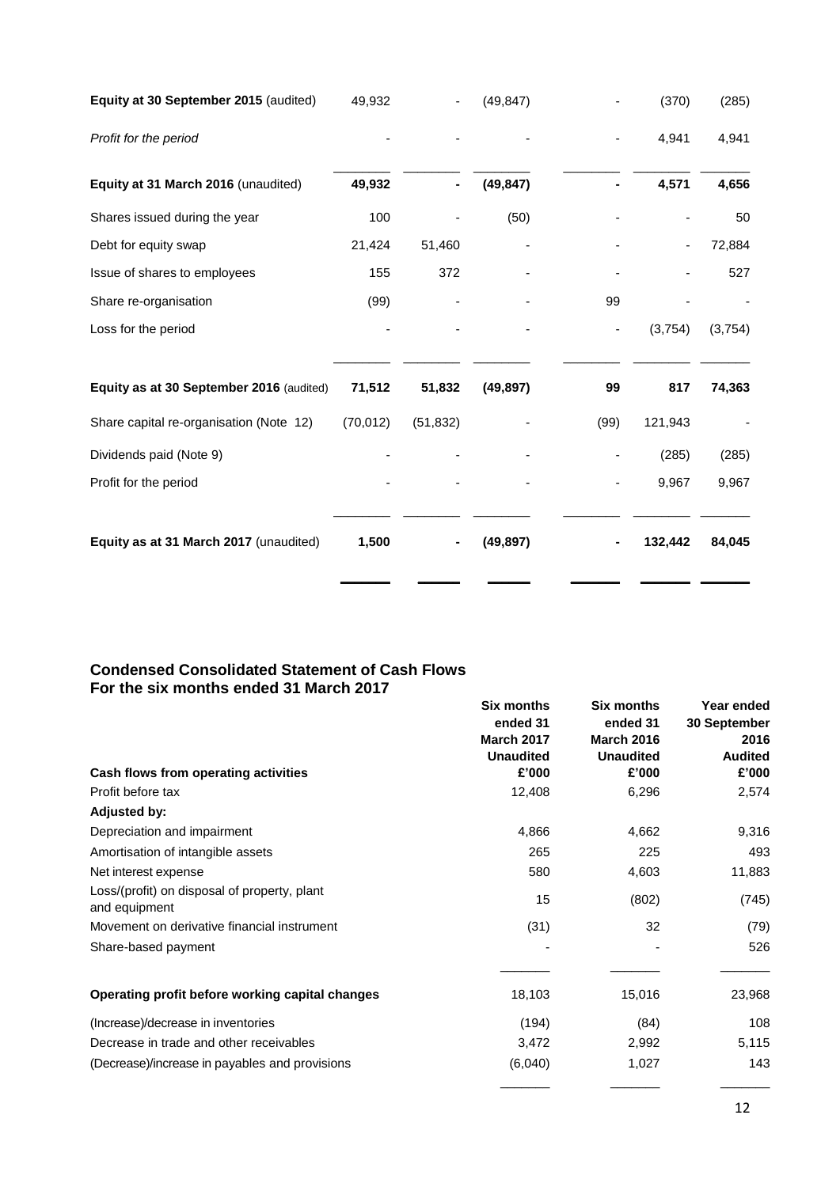| | | | | | | |
|---|---|---|---|---|---|---|
| **Equity at 30 September 2015** (audited) | 49,932 | - | (49,847) | - | (370) | (285) |
| *Profit for the period* | - | - | - | - | 4,941 | 4,941 |
| **Equity at 31 March 2016** (unaudited) | **49,932** | **-** | **(49,847)** | **-** | **4,571** | **4,656** |
| Shares issued during the year | 100 | - | (50) | - | - | 50 |
| Debt for equity swap | 21,424 | 51,460 | - | - | - | 72,884 |
| Issue of shares to employees | 155 | 372 | - | - | - | 527 |
| Share re-organisation | (99) | - | - | 99 | - | - |
| Loss for the period | - | - | - | - | (3,754) | (3,754) |
| **Equity as at 30 September 2016** (audited) | **71,512** | **51,832** | **(49,897)** | **99** | **817** | **74,363** |
| Share capital re-organisation (Note 12) | (70,012) | (51,832) | - | (99) | 121,943 | - |
| Dividends paid (Note 9) | - | - | - | - | (285) | (285) |
| Profit for the period | - | - | - | - | 9,967 | 9,967 |
| **Equity as at 31 March 2017** (unaudited) | **1,500** | **-** | **(49,897)** | **-** | **132,442** | **84,045** |

## Condensed Consolidated Statement of Cash Flows
## For the six months ended 31 March 2017

| | Six months ended 31 March 2017 Unaudited £'000 | Six months ended 31 March 2016 Unaudited £'000 | Year ended 30 September 2016 Audited £'000 |
|---|---|---|---|
| **Cash flows from operating activities** | | | |
| Profit before tax | 12,408 | 6,296 | 2,574 |
| **Adjusted by:** | | | |
| Depreciation and impairment | 4,866 | 4,662 | 9,316 |
| Amortisation of intangible assets | 265 | 225 | 493 |
| Net interest expense | 580 | 4,603 | 11,883 |
| Loss/(profit) on disposal of property, plant and equipment | 15 | (802) | (745) |
| Movement on derivative financial instrument | (31) | 32 | (79) |
| Share-based payment | - | - | 526 |
| **Operating profit before working capital changes** | 18,103 | 15,016 | 23,968 |
| (Increase)/decrease in inventories | (194) | (84) | 108 |
| Decrease in trade and other receivables | 3,472 | 2,992 | 5,115 |
| (Decrease)/increase in payables and provisions | (6,040) | 1,027 | 143 |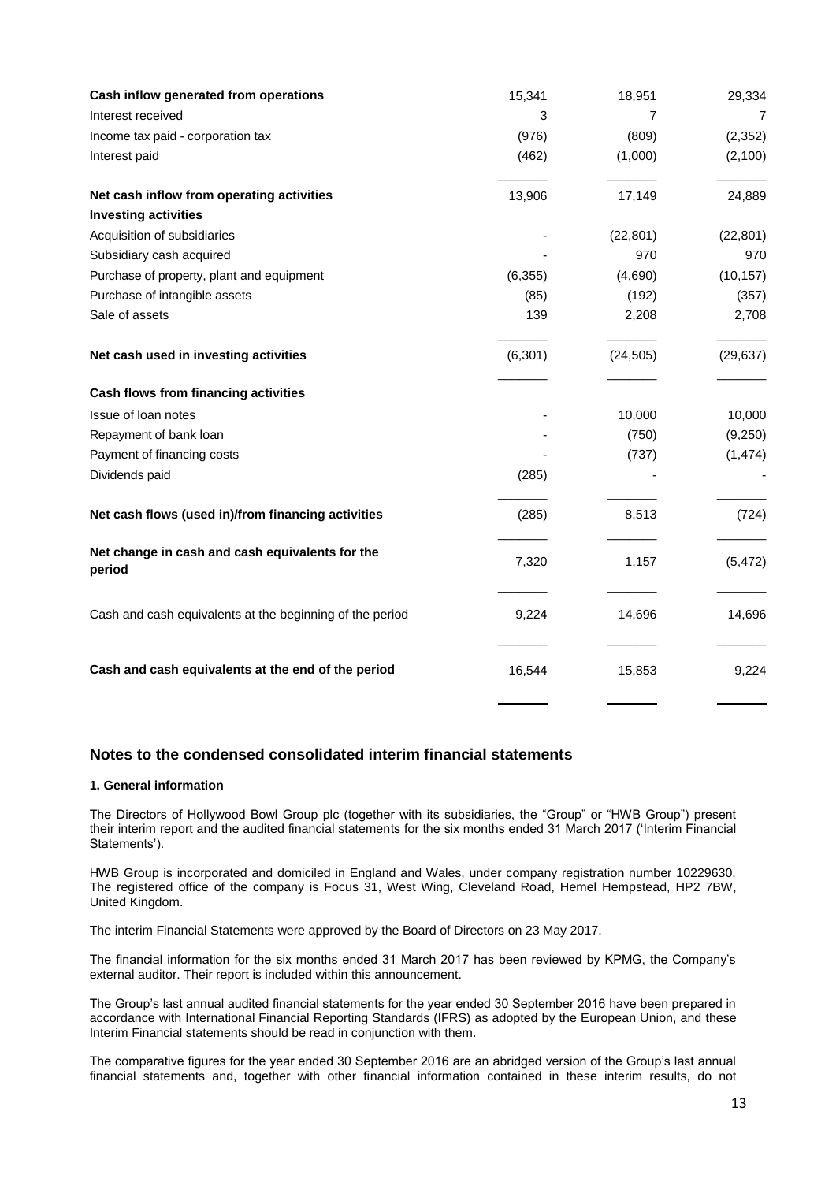| | | | |
|---|---|---|---|
| **Cash inflow generated from operations** | 15,341 | 18,951 | 29,334 |
| Interest received | 3 | 7 | 7 |
| Income tax paid - corporation tax | (976) | (809) | (2,352) |
| Interest paid | (462) | (1,000) | (2,100) |
| **Net cash inflow from operating activities** | 13,906 | 17,149 | 24,889 |
| **Investing activities** | | | |
| Acquisition of subsidiaries | - | (22,801) | (22,801) |
| Subsidiary cash acquired | - | 970 | 970 |
| Purchase of property, plant and equipment | (6,355) | (4,690) | (10,157) |
| Purchase of intangible assets | (85) | (192) | (357) |
| Sale of assets | 139 | 2,208 | 2,708 |
| **Net cash used in investing activities** | (6,301) | (24,505) | (29,637) |
| **Cash flows from financing activities** | | | |
| Issue of loan notes | - | 10,000 | 10,000 |
| Repayment of bank loan | - | (750) | (9,250) |
| Payment of financing costs | - | (737) | (1,474) |
| Dividends paid | (285) | - | - |
| **Net cash flows (used in)/from financing activities** | (285) | 8,513 | (724) |
| **Net change in cash and cash equivalents for the period** | 7,320 | 1,157 | (5,472) |
| Cash and cash equivalents at the beginning of the period | 9,224 | 14,696 | 14,696 |
| **Cash and cash equivalents at the end of the period** | 16,544 | 15,853 | 9,224 |

## Notes to the condensed consolidated interim financial statements

#### 1. General information

The Directors of Hollywood Bowl Group plc (together with its subsidiaries, the "Group" or "HWB Group") present their interim report and the audited financial statements for the six months ended 31 March 2017 ('Interim Financial Statements').

HWB Group is incorporated and domiciled in England and Wales, under company registration number 10229630. The registered office of the company is Focus 31, West Wing, Cleveland Road, Hemel Hempstead, HP2 7BW, United Kingdom.

The interim Financial Statements were approved by the Board of Directors on 23 May 2017.

The financial information for the six months ended 31 March 2017 has been reviewed by KPMG, the Company's external auditor. Their report is included within this announcement.

The Group's last annual audited financial statements for the year ended 30 September 2016 have been prepared in accordance with International Financial Reporting Standards (IFRS) as adopted by the European Union, and these Interim Financial statements should be read in conjunction with them.

The comparative figures for the year ended 30 September 2016 are an abridged version of the Group's last annual financial statements and, together with other financial information contained in these interim results, do not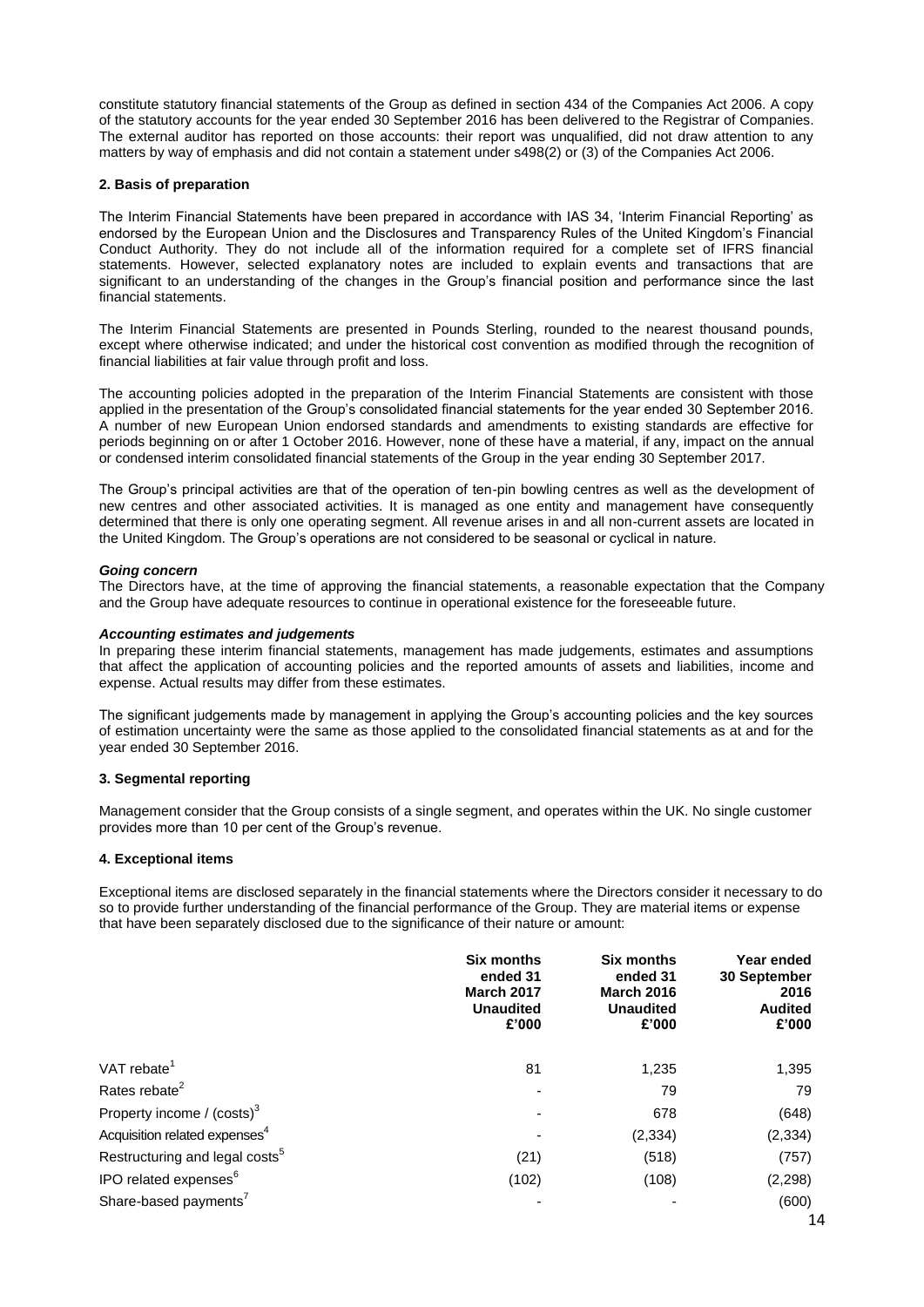constitute statutory financial statements of the Group as defined in section 434 of the Companies Act 2006. A copy of the statutory accounts for the year ended 30 September 2016 has been delivered to the Registrar of Companies. The external auditor has reported on those accounts: their report was unqualified, did not draw attention to any matters by way of emphasis and did not contain a statement under s498(2) or (3) of the Companies Act 2006.

### 2. Basis of preparation

The Interim Financial Statements have been prepared in accordance with IAS 34, 'Interim Financial Reporting' as endorsed by the European Union and the Disclosures and Transparency Rules of the United Kingdom's Financial Conduct Authority. They do not include all of the information required for a complete set of IFRS financial statements. However, selected explanatory notes are included to explain events and transactions that are significant to an understanding of the changes in the Group's financial position and performance since the last financial statements.

The Interim Financial Statements are presented in Pounds Sterling, rounded to the nearest thousand pounds, except where otherwise indicated; and under the historical cost convention as modified through the recognition of financial liabilities at fair value through profit and loss.

The accounting policies adopted in the preparation of the Interim Financial Statements are consistent with those applied in the presentation of the Group's consolidated financial statements for the year ended 30 September 2016. A number of new European Union endorsed standards and amendments to existing standards are effective for periods beginning on or after 1 October 2016. However, none of these have a material, if any, impact on the annual or condensed interim consolidated financial statements of the Group in the year ending 30 September 2017.

The Group's principal activities are that of the operation of ten-pin bowling centres as well as the development of new centres and other associated activities. It is managed as one entity and management have consequently determined that there is only one operating segment. All revenue arises in and all non-current assets are located in the United Kingdom. The Group's operations are not considered to be seasonal or cyclical in nature.

***Going concern***

The Directors have, at the time of approving the financial statements, a reasonable expectation that the Company and the Group have adequate resources to continue in operational existence for the foreseeable future.

***Accounting estimates and judgements***

In preparing these interim financial statements, management has made judgements, estimates and assumptions that affect the application of accounting policies and the reported amounts of assets and liabilities, income and expense. Actual results may differ from these estimates.

The significant judgements made by management in applying the Group's accounting policies and the key sources of estimation uncertainty were the same as those applied to the consolidated financial statements as at and for the year ended 30 September 2016.

### 3. Segmental reporting

Management consider that the Group consists of a single segment, and operates within the UK. No single customer provides more than 10 per cent of the Group's revenue.

### 4. Exceptional items

Exceptional items are disclosed separately in the financial statements where the Directors consider it necessary to do so to provide further understanding of the financial performance of the Group. They are material items or expense that have been separately disclosed due to the significance of their nature or amount:

| | Six months ended 31 March 2017 Unaudited £'000 | Six months ended 31 March 2016 Unaudited £'000 | Year ended 30 September 2016 Audited £'000 |
|---|---|---|---|
| VAT rebate[1] | 81 | 1,235 | 1,395 |
| Rates rebate[2] | - | 79 | 79 |
| Property income / (costs)[3] | - | 678 | (648) |
| Acquisition related expenses[4] | - | (2,334) | (2,334) |
| Restructuring and legal costs[5] | (21) | (518) | (757) |
| IPO related expenses[6] | (102) | (108) | (2,298) |
| Share-based payments[7] | - | - | (600) |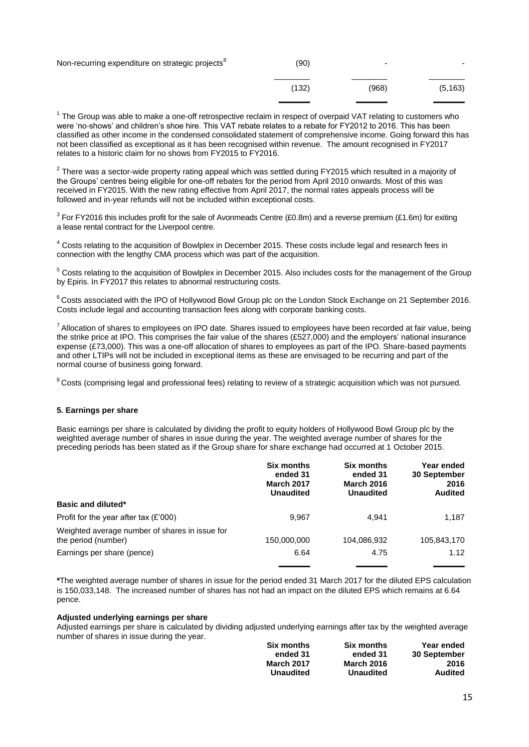| | | | |
|---|---|---|---|
| Non-recurring expenditure on strategic projects[8] | (90) | - | - |
| | (132) | (968) | (5,163) |

[1] The Group was able to make a one-off retrospective reclaim in respect of overpaid VAT relating to customers who were 'no-shows' and children's shoe hire. This VAT rebate relates to a rebate for FY2012 to 2016. This has been classified as other income in the condensed consolidated statement of comprehensive income. Going forward this has not been classified as exceptional as it has been recognised within revenue. The amount recognised in FY2017 relates to a historic claim for no shows from FY2015 to FY2016.

[2] There was a sector-wide property rating appeal which was settled during FY2015 which resulted in a majority of the Groups' centres being eligible for one-off rebates for the period from April 2010 onwards. Most of this was received in FY2015. With the new rating effective from April 2017, the normal rates appeals process will be followed and in-year refunds will not be included within exceptional costs.

[3] For FY2016 this includes profit for the sale of Avonmeads Centre (£0.8m) and a reverse premium (£1.6m) for exiting a lease rental contract for the Liverpool centre.

[4] Costs relating to the acquisition of Bowlplex in December 2015. These costs include legal and research fees in connection with the lengthy CMA process which was part of the acquisition.

[5] Costs relating to the acquisition of Bowlplex in December 2015. Also includes costs for the management of the Group by Epiris. In FY2017 this relates to abnormal restructuring costs.

[6] Costs associated with the IPO of Hollywood Bowl Group plc on the London Stock Exchange on 21 September 2016. Costs include legal and accounting transaction fees along with corporate banking costs.

[7] Allocation of shares to employees on IPO date. Shares issued to employees have been recorded at fair value, being the strike price at IPO. This comprises the fair value of the shares (£527,000) and the employers' national insurance expense (£73,000). This was a one-off allocation of shares to employees as part of the IPO. Share-based payments and other LTIPs will not be included in exceptional items as these are envisaged to be recurring and part of the normal course of business going forward.

[8] Costs (comprising legal and professional fees) relating to review of a strategic acquisition which was not pursued.

**5. Earnings per share**

Basic earnings per share is calculated by dividing the profit to equity holders of Hollywood Bowl Group plc by the weighted average number of shares in issue during the year. The weighted average number of shares for the preceding periods has been stated as if the Group share for share exchange had occurred at 1 October 2015.

| | **Six months ended 31 March 2017 Unaudited** | **Six months ended 31 March 2016 Unaudited** | **Year ended 30 September 2016 Audited** |
|---|---|---|---|
| **Basic and diluted*** | | | |
| Profit for the year after tax (£'000) | 9,967 | 4,941 | 1,187 |
| Weighted average number of shares in issue for the period (number) | 150,000,000 | 104,086,932 | 105,843,170 |
| Earnings per share (pence) | 6.64 | 4.75 | 1.12 |

**\***The weighted average number of shares in issue for the period ended 31 March 2017 for the diluted EPS calculation is 150,033,148. The increased number of shares has not had an impact on the diluted EPS which remains at 6.64 pence.

**Adjusted underlying earnings per share**

Adjusted earnings per share is calculated by dividing adjusted underlying earnings after tax by the weighted average number of shares in issue during the year.

| | **Six months ended 31 March 2017 Unaudited** | **Six months ended 31 March 2016 Unaudited** | **Year ended 30 September 2016 Audited** |
|---|---|---|---|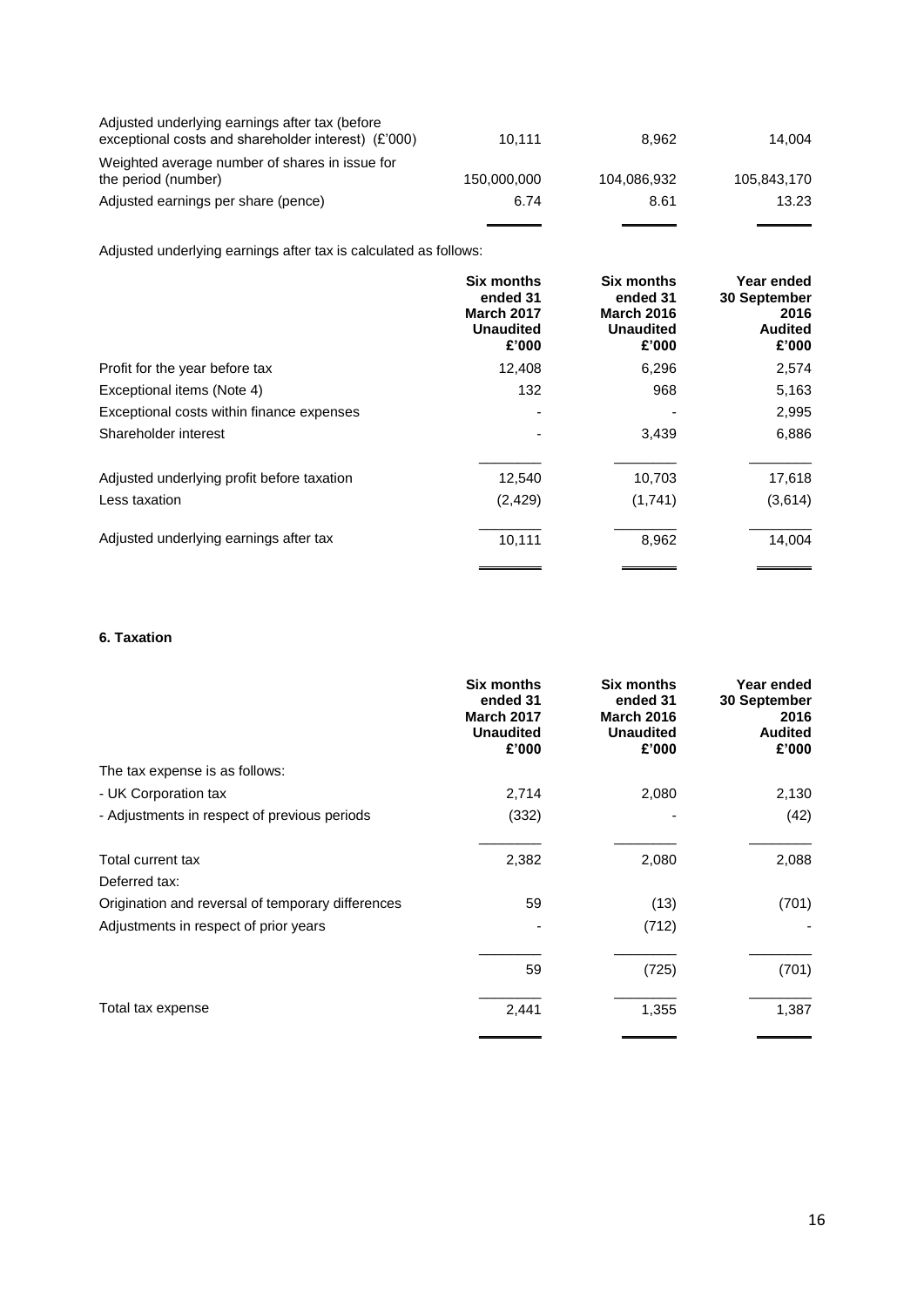| | | | |
|---|---|---|---|
| Adjusted underlying earnings after tax (before exceptional costs and shareholder interest) (£'000) | 10,111 | 8,962 | 14,004 |
| Weighted average number of shares in issue for the period (number) | 150,000,000 | 104,086,932 | 105,843,170 |
| Adjusted earnings per share (pence) | 6.74 | 8.61 | 13.23 |

Adjusted underlying earnings after tax is calculated as follows:

| | Six months ended 31 March 2017 Unaudited £'000 | Six months ended 31 March 2016 Unaudited £'000 | Year ended 30 September 2016 Audited £'000 |
|---|---|---|---|
| Profit for the year before tax | 12,408 | 6,296 | 2,574 |
| Exceptional items (Note 4) | 132 | 968 | 5,163 |
| Exceptional costs within finance expenses | - | - | 2,995 |
| Shareholder interest | - | 3,439 | 6,886 |
| Adjusted underlying profit before taxation | 12,540 | 10,703 | 17,618 |
| Less taxation | (2,429) | (1,741) | (3,614) |
| Adjusted underlying earnings after tax | 10,111 | 8,962 | 14,004 |

**6. Taxation**

| | Six months ended 31 March 2017 Unaudited £'000 | Six months ended 31 March 2016 Unaudited £'000 | Year ended 30 September 2016 Audited £'000 |
|---|---|---|---|
| The tax expense is as follows: | | | |
| - UK Corporation tax | 2,714 | 2,080 | 2,130 |
| - Adjustments in respect of previous periods | (332) | - | (42) |
| Total current tax | 2,382 | 2,080 | 2,088 |
| Deferred tax: | | | |
| Origination and reversal of temporary differences | 59 | (13) | (701) |
| Adjustments in respect of prior years | - | (712) | - |
| | 59 | (725) | (701) |
| Total tax expense | 2,441 | 1,355 | 1,387 |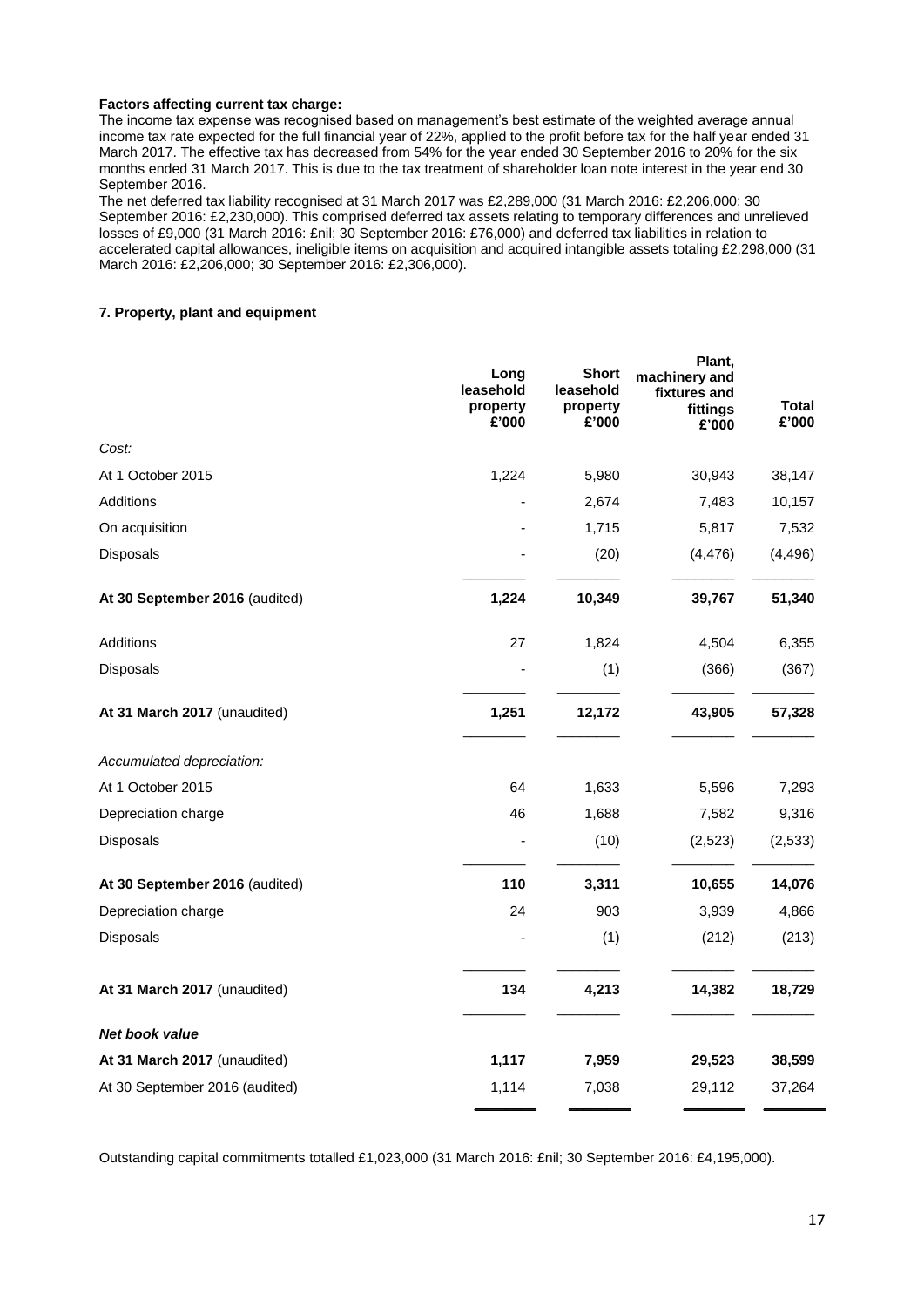**Factors affecting current tax charge:**
The income tax expense was recognised based on management's best estimate of the weighted average annual income tax rate expected for the full financial year of 22%, applied to the profit before tax for the half year ended 31 March 2017. The effective tax has decreased from 54% for the year ended 30 September 2016 to 20% for the six months ended 31 March 2017. This is due to the tax treatment of shareholder loan note interest in the year end 30 September 2016.
The net deferred tax liability recognised at 31 March 2017 was £2,289,000 (31 March 2016: £2,206,000; 30 September 2016: £2,230,000). This comprised deferred tax assets relating to temporary differences and unrelieved losses of £9,000 (31 March 2016: £nil; 30 September 2016: £76,000) and deferred tax liabilities in relation to accelerated capital allowances, ineligible items on acquisition and acquired intangible assets totaling £2,298,000 (31 March 2016: £2,206,000; 30 September 2016: £2,306,000).

**7. Property, plant and equipment**

| | Long leasehold property £'000 | Short leasehold property £'000 | Plant, machinery and fixtures and fittings £'000 | Total £'000 |
|---|---|---|---|---|
| *Cost:* | | | | |
| At 1 October 2015 | 1,224 | 5,980 | 30,943 | 38,147 |
| Additions | - | 2,674 | 7,483 | 10,157 |
| On acquisition | - | 1,715 | 5,817 | 7,532 |
| Disposals | - | (20) | (4,476) | (4,496) |
| **At 30 September 2016** (audited) | **1,224** | **10,349** | **39,767** | **51,340** |
| Additions | 27 | 1,824 | 4,504 | 6,355 |
| Disposals | - | (1) | (366) | (367) |
| **At 31 March 2017** (unaudited) | **1,251** | **12,172** | **43,905** | **57,328** |
| *Accumulated depreciation:* | | | | |
| At 1 October 2015 | 64 | 1,633 | 5,596 | 7,293 |
| Depreciation charge | 46 | 1,688 | 7,582 | 9,316 |
| Disposals | - | (10) | (2,523) | (2,533) |
| **At 30 September 2016** (audited) | **110** | **3,311** | **10,655** | **14,076** |
| Depreciation charge | 24 | 903 | 3,939 | 4,866 |
| Disposals | - | (1) | (212) | (213) |
| **At 31 March 2017** (unaudited) | **134** | **4,213** | **14,382** | **18,729** |
| ***Net book value*** | | | | |
| **At 31 March 2017** (unaudited) | **1,117** | **7,959** | **29,523** | **38,599** |
| At 30 September 2016 (audited) | 1,114 | 7,038 | 29,112 | 37,264 |

Outstanding capital commitments totalled £1,023,000 (31 March 2016: £nil; 30 September 2016: £4,195,000).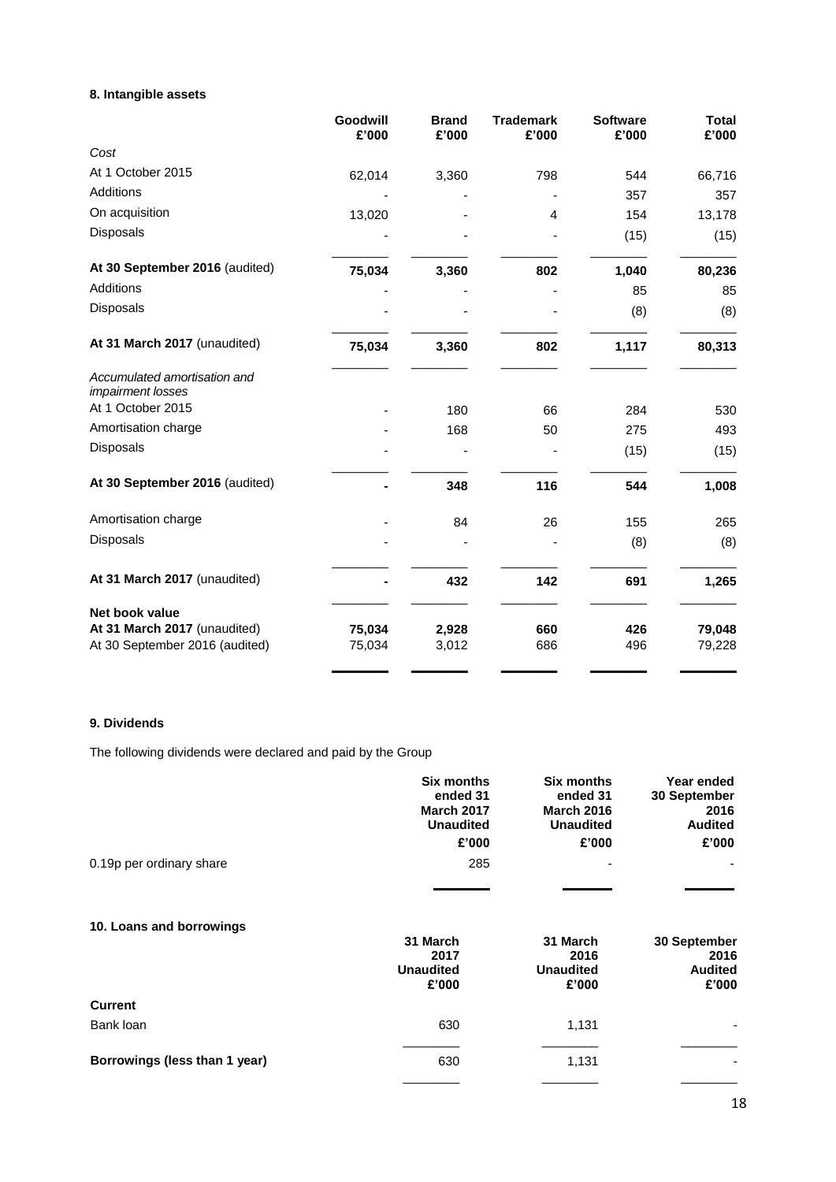**8. Intangible assets**

| | Goodwill £'000 | Brand £'000 | Trademark £'000 | Software £'000 | Total £'000 |
|---|---|---|---|---|---|
| *Cost* | | | | | |
| At 1 October 2015 | 62,014 | 3,360 | 798 | 544 | 66,716 |
| Additions | - | - | - | 357 | 357 |
| On acquisition | 13,020 | - | 4 | 154 | 13,178 |
| Disposals | - | - | - | (15) | (15) |
| **At 30 September 2016** (audited) | **75,034** | **3,360** | **802** | **1,040** | **80,236** |
| Additions | - | - | - | 85 | 85 |
| Disposals | - | - | - | (8) | (8) |
| **At 31 March 2017** (unaudited) | **75,034** | **3,360** | **802** | **1,117** | **80,313** |
| *Accumulated amortisation and impairment losses* | | | | | |
| At 1 October 2015 | - | 180 | 66 | 284 | 530 |
| Amortisation charge | - | 168 | 50 | 275 | 493 |
| Disposals | - | - | - | (15) | (15) |
| **At 30 September 2016** (audited) | **-** | **348** | **116** | **544** | **1,008** |
| Amortisation charge | - | 84 | 26 | 155 | 265 |
| Disposals | - | - | - | (8) | (8) |
| **At 31 March 2017** (unaudited) | **-** | **432** | **142** | **691** | **1,265** |
| **Net book value** | | | | | |
| **At 31 March 2017** (unaudited) | **75,034** | **2,928** | **660** | **426** | **79,048** |
| At 30 September 2016 (audited) | 75,034 | 3,012 | 686 | 496 | 79,228 |

**9. Dividends**

The following dividends were declared and paid by the Group

| | Six months ended 31 March 2017 Unaudited £'000 | Six months ended 31 March 2016 Unaudited £'000 | Year ended 30 September 2016 Audited £'000 |
|---|---|---|---|
| 0.19p per ordinary share | 285 | - | - |

**10. Loans and borrowings**

| | 31 March 2017 Unaudited £'000 | 31 March 2016 Unaudited £'000 | 30 September 2016 Audited £'000 |
|---|---|---|---|
| **Current** | | | |
| Bank loan | 630 | 1,131 | - |
| **Borrowings (less than 1 year)** | 630 | 1,131 | - |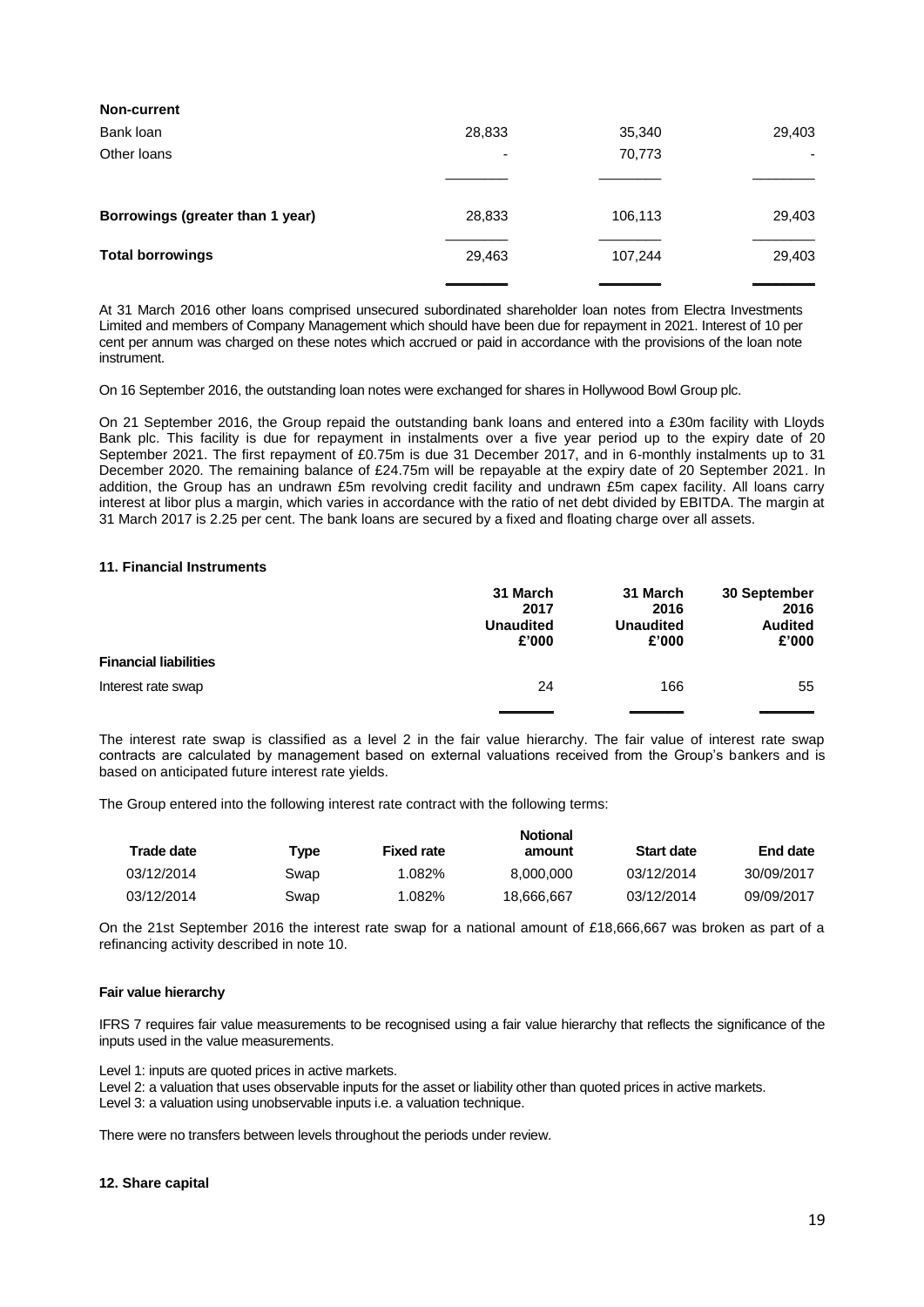| | | | |
|---|---|---|---|
| **Non-current** | | | |
| Bank loan | 28,833 | 35,340 | 29,403 |
| Other loans | - | 70,773 | - |
| **Borrowings (greater than 1 year)** | 28,833 | 106,113 | 29,403 |
| **Total borrowings** | 29,463 | 107,244 | 29,403 |

At 31 March 2016 other loans comprised unsecured subordinated shareholder loan notes from Electra Investments Limited and members of Company Management which should have been due for repayment in 2021. Interest of 10 per cent per annum was charged on these notes which accrued or paid in accordance with the provisions of the loan note instrument.

On 16 September 2016, the outstanding loan notes were exchanged for shares in Hollywood Bowl Group plc.

On 21 September 2016, the Group repaid the outstanding bank loans and entered into a £30m facility with Lloyds Bank plc. This facility is due for repayment in instalments over a five year period up to the expiry date of 20 September 2021. The first repayment of £0.75m is due 31 December 2017, and in 6-monthly instalments up to 31 December 2020. The remaining balance of £24.75m will be repayable at the expiry date of 20 September 2021. In addition, the Group has an undrawn £5m revolving credit facility and undrawn £5m capex facility. All loans carry interest at libor plus a margin, which varies in accordance with the ratio of net debt divided by EBITDA. The margin at 31 March 2017 is 2.25 per cent. The bank loans are secured by a fixed and floating charge over all assets.

### 11. Financial Instruments

| | 31 March 2017 Unaudited £'000 | 31 March 2016 Unaudited £'000 | 30 September 2016 Audited £'000 |
|---|---|---|---|
| **Financial liabilities** | | | |
| Interest rate swap | 24 | 166 | 55 |

The interest rate swap is classified as a level 2 in the fair value hierarchy. The fair value of interest rate swap contracts are calculated by management based on external valuations received from the Group's bankers and is based on anticipated future interest rate yields.

The Group entered into the following interest rate contract with the following terms:

| Trade date | Type | Fixed rate | Notional amount | Start date | End date |
|---|---|---|---|---|---|
| 03/12/2014 | Swap | 1.082% | 8,000,000 | 03/12/2014 | 30/09/2017 |
| 03/12/2014 | Swap | 1.082% | 18,666,667 | 03/12/2014 | 09/09/2017 |

On the 21st September 2016 the interest rate swap for a national amount of £18,666,667 was broken as part of a refinancing activity described in note 10.

#### Fair value hierarchy

IFRS 7 requires fair value measurements to be recognised using a fair value hierarchy that reflects the significance of the inputs used in the value measurements.

Level 1: inputs are quoted prices in active markets.
Level 2: a valuation that uses observable inputs for the asset or liability other than quoted prices in active markets.
Level 3: a valuation using unobservable inputs i.e. a valuation technique.

There were no transfers between levels throughout the periods under review.

### 12. Share capital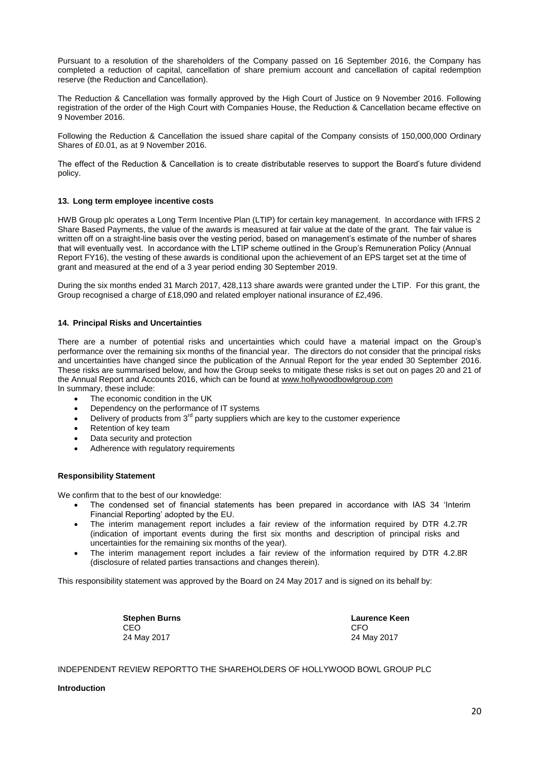Pursuant to a resolution of the shareholders of the Company passed on 16 September 2016, the Company has completed a reduction of capital, cancellation of share premium account and cancellation of capital redemption reserve (the Reduction and Cancellation).

The Reduction & Cancellation was formally approved by the High Court of Justice on 9 November 2016. Following registration of the order of the High Court with Companies House, the Reduction & Cancellation became effective on 9 November 2016.

Following the Reduction & Cancellation the issued share capital of the Company consists of 150,000,000 Ordinary Shares of £0.01, as at 9 November 2016.

The effect of the Reduction & Cancellation is to create distributable reserves to support the Board's future dividend policy.

### 13. Long term employee incentive costs

HWB Group plc operates a Long Term Incentive Plan (LTIP) for certain key management. In accordance with IFRS 2 Share Based Payments, the value of the awards is measured at fair value at the date of the grant. The fair value is written off on a straight-line basis over the vesting period, based on management's estimate of the number of shares that will eventually vest. In accordance with the LTIP scheme outlined in the Group's Remuneration Policy (Annual Report FY16), the vesting of these awards is conditional upon the achievement of an EPS target set at the time of grant and measured at the end of a 3 year period ending 30 September 2019.

During the six months ended 31 March 2017, 428,113 share awards were granted under the LTIP. For this grant, the Group recognised a charge of £18,090 and related employer national insurance of £2,496.

### 14. Principal Risks and Uncertainties

There are a number of potential risks and uncertainties which could have a material impact on the Group's performance over the remaining six months of the financial year. The directors do not consider that the principal risks and uncertainties have changed since the publication of the Annual Report for the year ended 30 September 2016. These risks are summarised below, and how the Group seeks to mitigate these risks is set out on pages 20 and 21 of the Annual Report and Accounts 2016, which can be found at www.hollywoodbowlgroup.com
In summary, these include:

- The economic condition in the UK
- Dependency on the performance of IT systems
- Delivery of products from 3rd party suppliers which are key to the customer experience
- Retention of key team
- Data security and protection
- Adherence with regulatory requirements

### Responsibility Statement

We confirm that to the best of our knowledge:

- The condensed set of financial statements has been prepared in accordance with IAS 34 'Interim Financial Reporting' adopted by the EU.
- The interim management report includes a fair review of the information required by DTR 4.2.7R (indication of important events during the first six months and description of principal risks and uncertainties for the remaining six months of the year).
- The interim management report includes a fair review of the information required by DTR 4.2.8R (disclosure of related parties transactions and changes therein).

This responsibility statement was approved by the Board on 24 May 2017 and is signed on its behalf by:

**Stephen Burns**
CEO
24 May 2017

**Laurence Keen**
CFO
24 May 2017

INDEPENDENT REVIEW REPORTTO THE SHAREHOLDERS OF HOLLYWOOD BOWL GROUP PLC

**Introduction**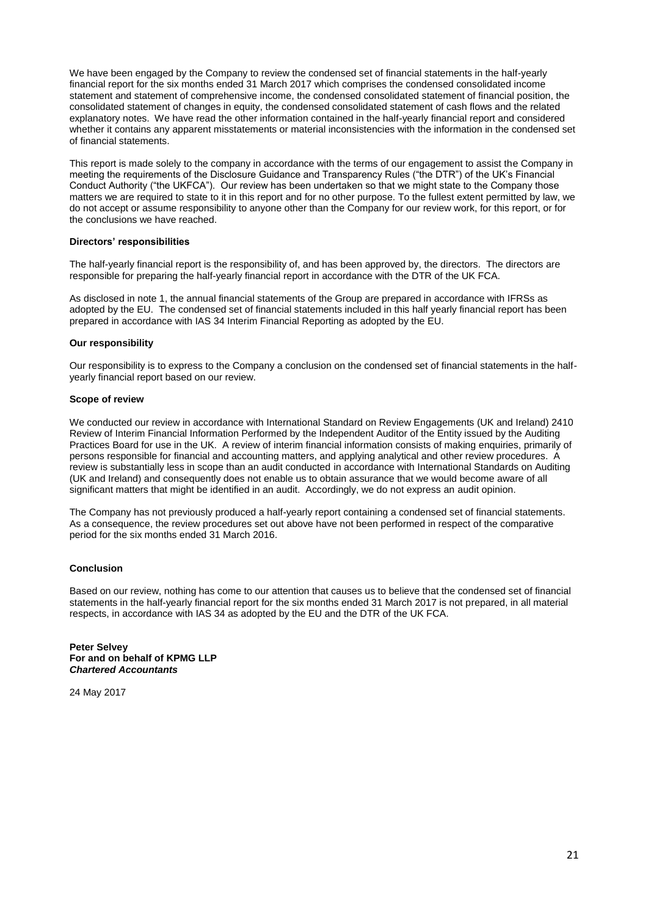We have been engaged by the Company to review the condensed set of financial statements in the half-yearly financial report for the six months ended 31 March 2017 which comprises the condensed consolidated income statement and statement of comprehensive income, the condensed consolidated statement of financial position, the consolidated statement of changes in equity, the condensed consolidated statement of cash flows and the related explanatory notes. We have read the other information contained in the half-yearly financial report and considered whether it contains any apparent misstatements or material inconsistencies with the information in the condensed set of financial statements.

This report is made solely to the company in accordance with the terms of our engagement to assist the Company in meeting the requirements of the Disclosure Guidance and Transparency Rules ("the DTR") of the UK's Financial Conduct Authority ("the UKFCA"). Our review has been undertaken so that we might state to the Company those matters we are required to state to it in this report and for no other purpose. To the fullest extent permitted by law, we do not accept or assume responsibility to anyone other than the Company for our review work, for this report, or for the conclusions we have reached.

**Directors' responsibilities**

The half-yearly financial report is the responsibility of, and has been approved by, the directors. The directors are responsible for preparing the half-yearly financial report in accordance with the DTR of the UK FCA.

As disclosed in note 1, the annual financial statements of the Group are prepared in accordance with IFRSs as adopted by the EU. The condensed set of financial statements included in this half yearly financial report has been prepared in accordance with IAS 34 Interim Financial Reporting as adopted by the EU.

**Our responsibility**

Our responsibility is to express to the Company a conclusion on the condensed set of financial statements in the half-yearly financial report based on our review.

**Scope of review**

We conducted our review in accordance with International Standard on Review Engagements (UK and Ireland) 2410 Review of Interim Financial Information Performed by the Independent Auditor of the Entity issued by the Auditing Practices Board for use in the UK. A review of interim financial information consists of making enquiries, primarily of persons responsible for financial and accounting matters, and applying analytical and other review procedures. A review is substantially less in scope than an audit conducted in accordance with International Standards on Auditing (UK and Ireland) and consequently does not enable us to obtain assurance that we would become aware of all significant matters that might be identified in an audit. Accordingly, we do not express an audit opinion.

The Company has not previously produced a half-yearly report containing a condensed set of financial statements. As a consequence, the review procedures set out above have not been performed in respect of the comparative period for the six months ended 31 March 2016.

**Conclusion**

Based on our review, nothing has come to our attention that causes us to believe that the condensed set of financial statements in the half-yearly financial report for the six months ended 31 March 2017 is not prepared, in all material respects, in accordance with IAS 34 as adopted by the EU and the DTR of the UK FCA.

**Peter Selvey**
**For and on behalf of KPMG LLP**
***Chartered Accountants***

24 May 2017